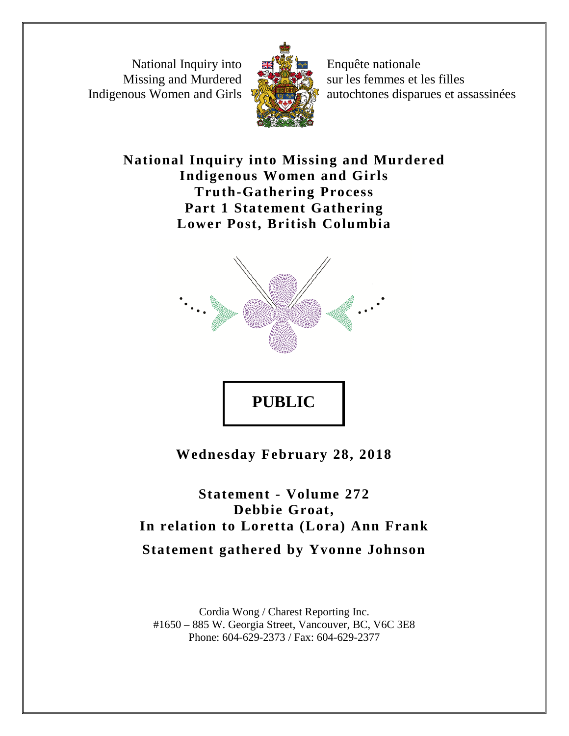National Inquiry into Missing and Murdered Indigenous Women and Girls

Enquête nationale sur les femmes et les filles autochtones disparues et assassinées

# National Inquiry into Missing and Murdered Indigenous Women and Girls
# Truth-Gathering Process
# Part 1 Statement Gathering
# Lower Post, British Columbia

**PUBLIC**

**Wednesday February 28, 2018**

**Statement - Volume 272**
**Debbie Groat,**
**In relation to Loretta (Lora) Ann Frank**

**Statement gathered by Yvonne Johnson**

Cordia Wong / Charest Reporting Inc.
#1650 – 885 W. Georgia Street, Vancouver, BC, V6C 3E8
Phone: 604-629-2373 / Fax: 604-629-2377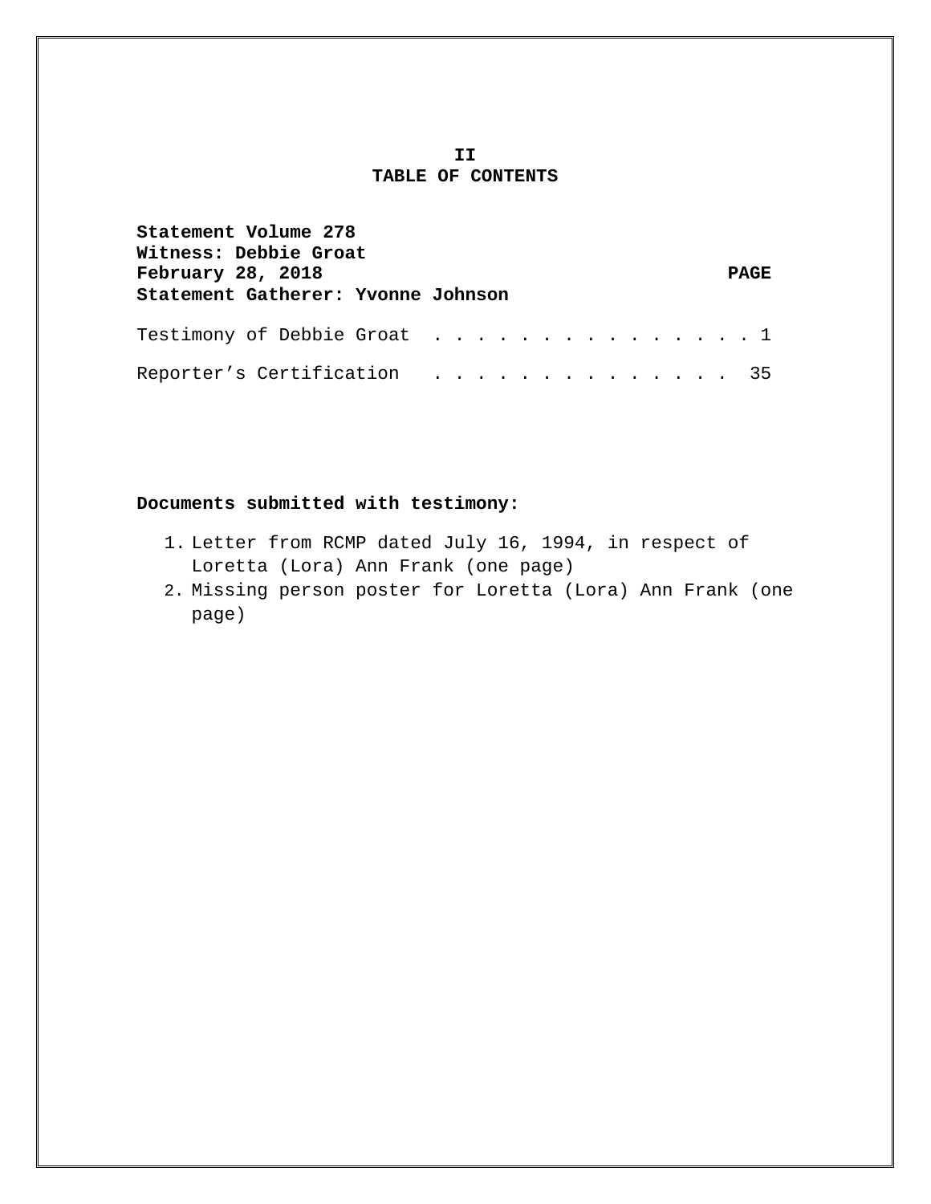# II
# TABLE OF CONTENTS

**Statement Volume 278**
**Witness: Debbie Groat**
**February 28, 2018** **PAGE**
**Statement Gatherer: Yvonne Johnson**

| | |
|---|---|
| Testimony of Debbie Groat | 1 |
| Reporter's Certification | 35 |

**Documents submitted with testimony:**

1. Letter from RCMP dated July 16, 1994, in respect of Loretta (Lora) Ann Frank (one page)
2. Missing person poster for Loretta (Lora) Ann Frank (one page)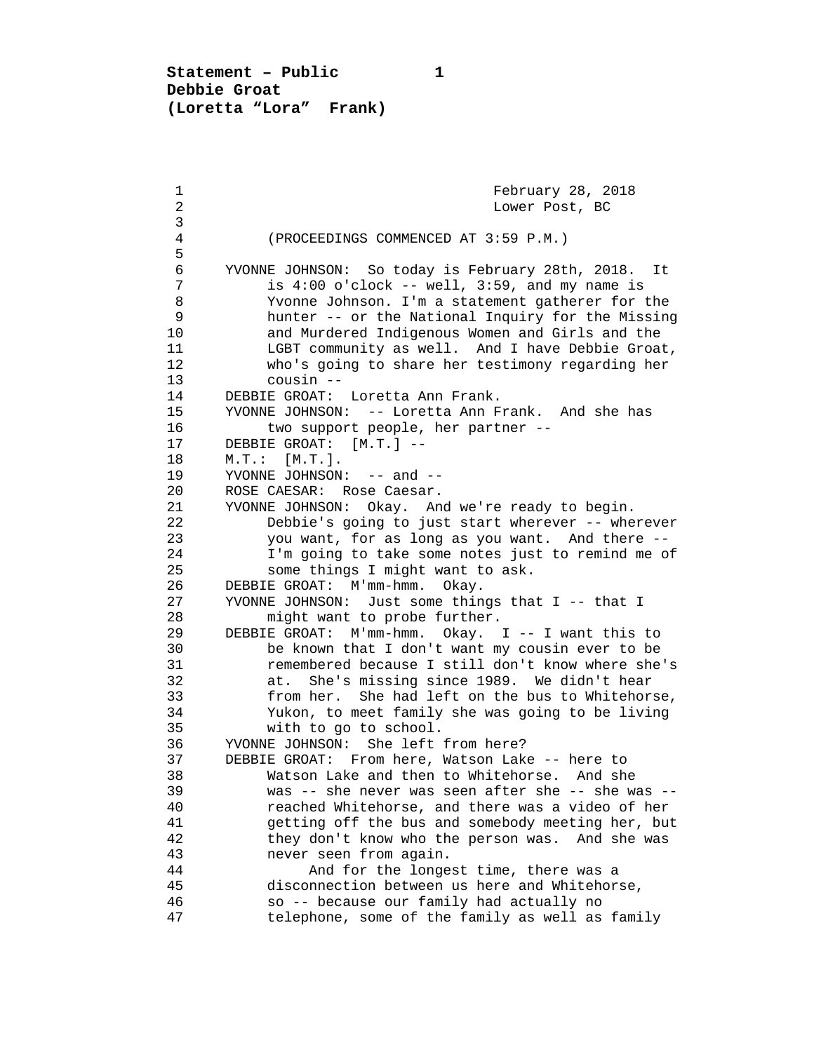February 28, 2018
Lower Post, BC

(PROCEEDINGS COMMENCED AT 3:59 P.M.)

YVONNE JOHNSON: So today is February 28th, 2018. It is 4:00 o'clock -- well, 3:59, and my name is Yvonne Johnson. I'm a statement gatherer for the hunter -- or the National Inquiry for the Missing and Murdered Indigenous Women and Girls and the LGBT community as well. And I have Debbie Groat, who's going to share her testimony regarding her cousin --

DEBBIE GROAT: Loretta Ann Frank.

YVONNE JOHNSON: -- Loretta Ann Frank. And she has two support people, her partner --

DEBBIE GROAT: [M.T.] --

M.T.: [M.T.].

YVONNE JOHNSON: -- and --

ROSE CAESAR: Rose Caesar.

YVONNE JOHNSON: Okay. And we're ready to begin. Debbie's going to just start wherever -- wherever you want, for as long as you want. And there -- I'm going to take some notes just to remind me of some things I might want to ask.

DEBBIE GROAT: M'mm-hmm. Okay.

YVONNE JOHNSON: Just some things that I -- that I might want to probe further.

DEBBIE GROAT: M'mm-hmm. Okay. I -- I want this to be known that I don't want my cousin ever to be remembered because I still don't know where she's at. She's missing since 1989. We didn't hear from her. She had left on the bus to Whitehorse, Yukon, to meet family she was going to be living with to go to school.

YVONNE JOHNSON: She left from here?

DEBBIE GROAT: From here, Watson Lake -- here to Watson Lake and then to Whitehorse. And she was -- she never was seen after she -- she was -- reached Whitehorse, and there was a video of her getting off the bus and somebody meeting her, but they don't know who the person was. And she was never seen from again.

And for the longest time, there was a disconnection between us here and Whitehorse, so -- because our family had actually no telephone, some of the family as well as family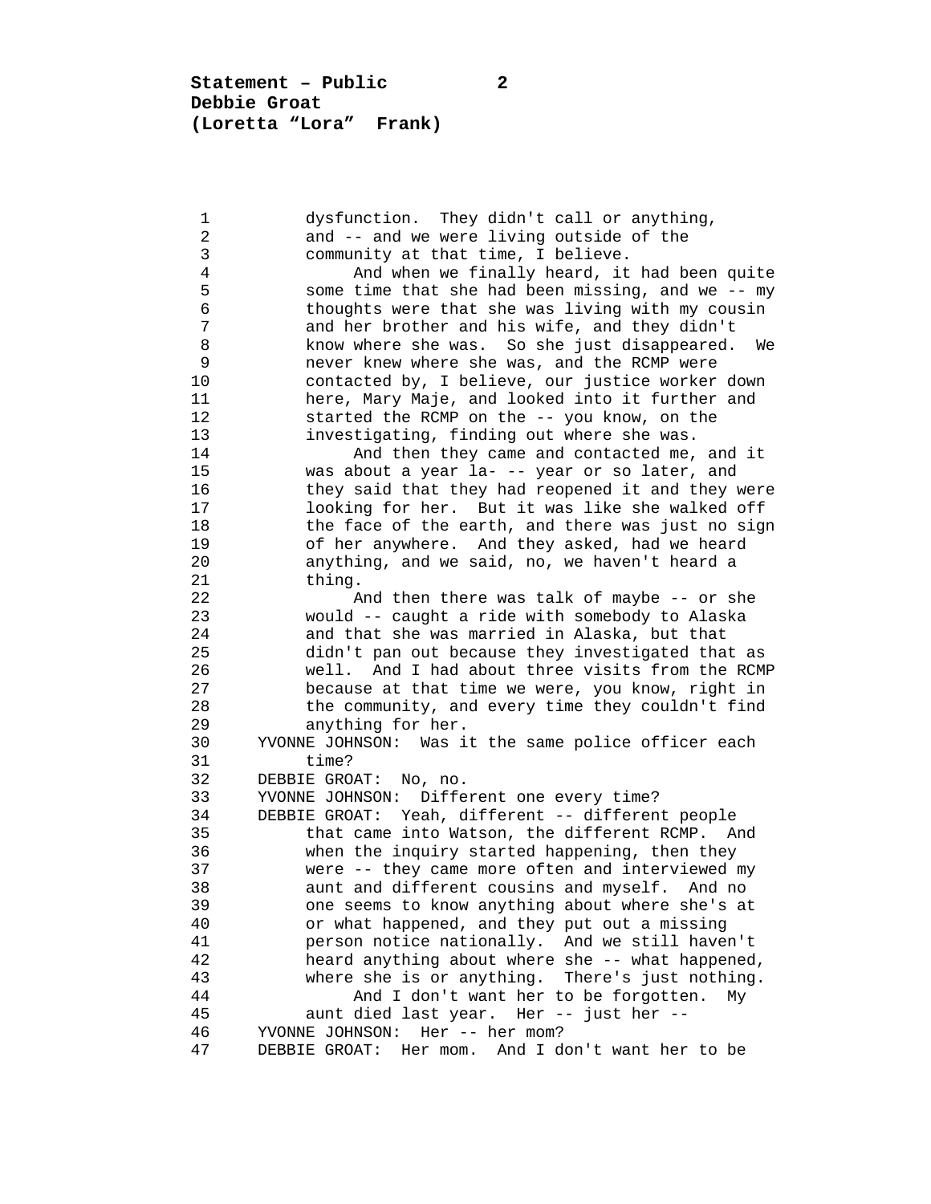dysfunction. They didn't call or anything, and -- and we were living outside of the community at that time, I believe.

And when we finally heard, it had been quite some time that she had been missing, and we -- my thoughts were that she was living with my cousin and her brother and his wife, and they didn't know where she was. So she just disappeared. We never knew where she was, and the RCMP were contacted by, I believe, our justice worker down here, Mary Maje, and looked into it further and started the RCMP on the -- you know, on the investigating, finding out where she was.

And then they came and contacted me, and it was about a year la- -- year or so later, and they said that they had reopened it and they were looking for her. But it was like she walked off the face of the earth, and there was just no sign of her anywhere. And they asked, had we heard anything, and we said, no, we haven't heard a thing.

And then there was talk of maybe -- or she would -- caught a ride with somebody to Alaska and that she was married in Alaska, but that didn't pan out because they investigated that as well. And I had about three visits from the RCMP because at that time we were, you know, right in the community, and every time they couldn't find anything for her.

YVONNE JOHNSON: Was it the same police officer each time?

DEBBIE GROAT: No, no.

YVONNE JOHNSON: Different one every time?

DEBBIE GROAT: Yeah, different -- different people that came into Watson, the different RCMP. And when the inquiry started happening, then they were -- they came more often and interviewed my aunt and different cousins and myself. And no one seems to know anything about where she's at or what happened, and they put out a missing person notice nationally. And we still haven't heard anything about where she -- what happened, where she is or anything. There's just nothing.

And I don't want her to be forgotten. My aunt died last year. Her -- just her --

YVONNE JOHNSON: Her -- her mom?

DEBBIE GROAT: Her mom. And I don't want her to be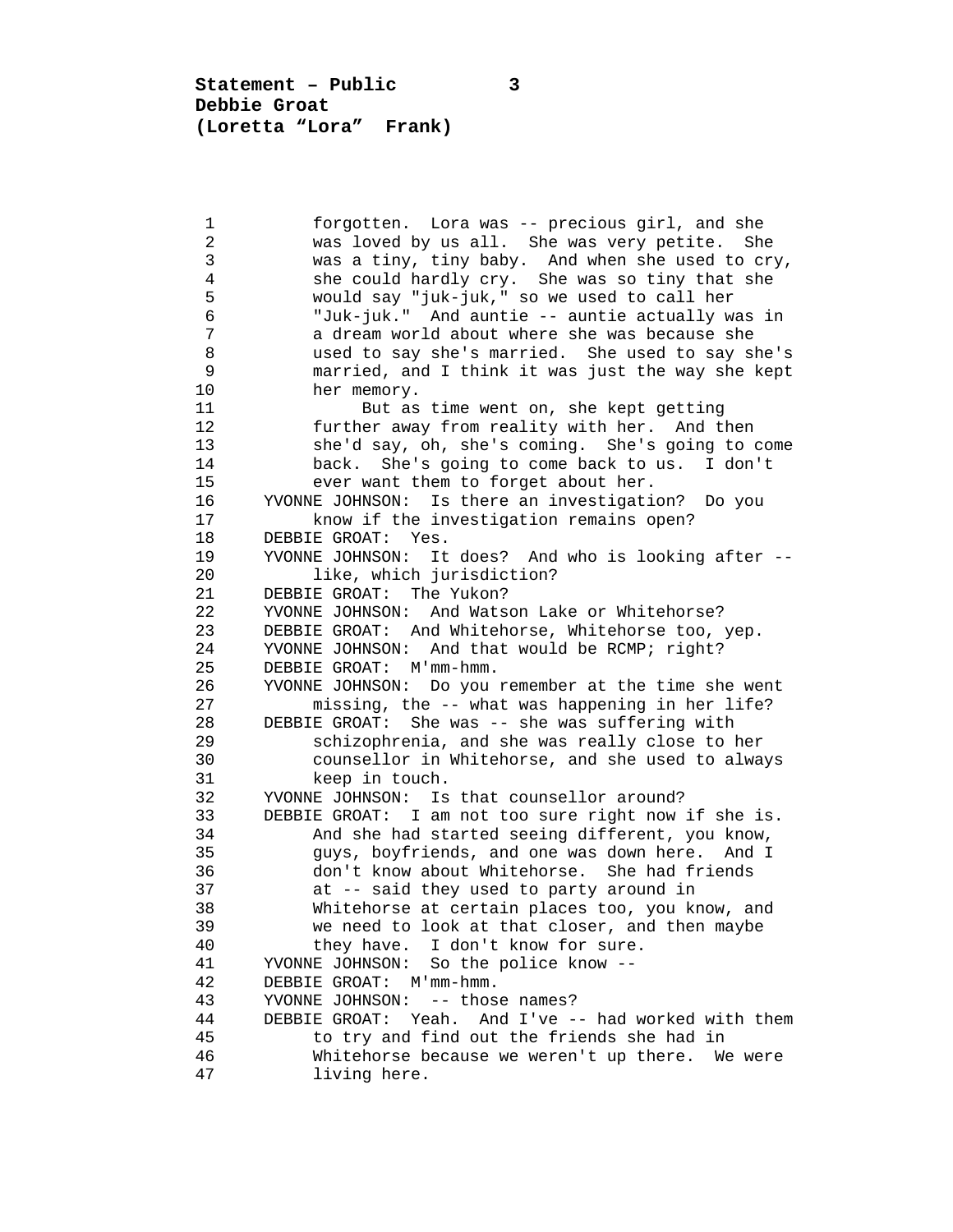forgotten. Lora was -- precious girl, and she was loved by us all. She was very petite. She was a tiny, tiny baby. And when she used to cry, she could hardly cry. She was so tiny that she would say "juk-juk," so we used to call her "Juk-juk." And auntie -- auntie actually was in a dream world about where she was because she used to say she's married. She used to say she's married, and I think it was just the way she kept her memory.

But as time went on, she kept getting further away from reality with her. And then she'd say, oh, she's coming. She's going to come back. She's going to come back to us. I don't ever want them to forget about her.

YVONNE JOHNSON: Is there an investigation? Do you know if the investigation remains open?

DEBBIE GROAT: Yes.

YVONNE JOHNSON: It does? And who is looking after -- like, which jurisdiction?

DEBBIE GROAT: The Yukon?

YVONNE JOHNSON: And Watson Lake or Whitehorse?

DEBBIE GROAT: And Whitehorse, Whitehorse too, yep.

YVONNE JOHNSON: And that would be RCMP; right?

DEBBIE GROAT: M'mm-hmm.

YVONNE JOHNSON: Do you remember at the time she went missing, the -- what was happening in her life?

DEBBIE GROAT: She was -- she was suffering with schizophrenia, and she was really close to her counsellor in Whitehorse, and she used to always keep in touch.

YVONNE JOHNSON: Is that counsellor around?

DEBBIE GROAT: I am not too sure right now if she is. And she had started seeing different, you know, guys, boyfriends, and one was down here. And I don't know about Whitehorse. She had friends at -- said they used to party around in Whitehorse at certain places too, you know, and we need to look at that closer, and then maybe they have. I don't know for sure.

YVONNE JOHNSON: So the police know --

DEBBIE GROAT: M'mm-hmm.

YVONNE JOHNSON: -- those names?

DEBBIE GROAT: Yeah. And I've -- had worked with them to try and find out the friends she had in Whitehorse because we weren't up there. We were living here.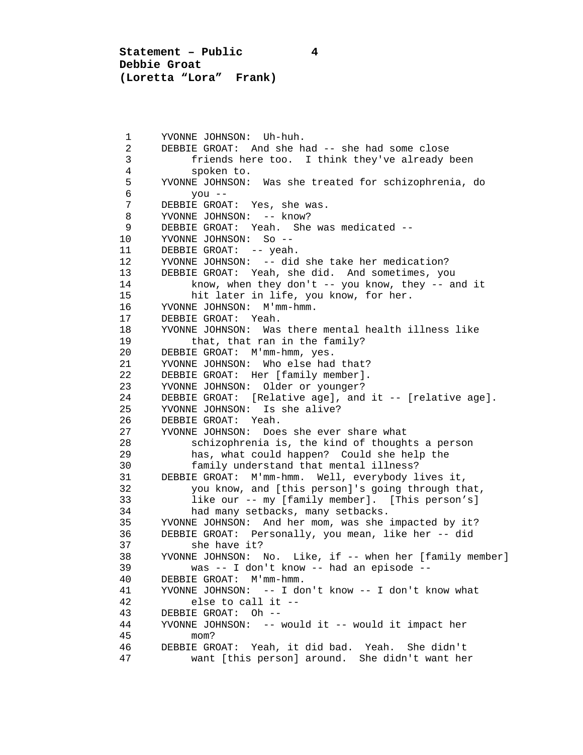YVONNE JOHNSON: Uh-huh.

DEBBIE GROAT: And she had -- she had some close friends here too. I think they've already been spoken to.

YVONNE JOHNSON: Was she treated for schizophrenia, do you --

DEBBIE GROAT: Yes, she was.

YVONNE JOHNSON: -- know?

DEBBIE GROAT: Yeah. She was medicated --

YVONNE JOHNSON: So --

DEBBIE GROAT: -- yeah.

YVONNE JOHNSON: -- did she take her medication?

DEBBIE GROAT: Yeah, she did. And sometimes, you know, when they don't -- you know, they -- and it hit later in life, you know, for her.

YVONNE JOHNSON: M'mm-hmm.

DEBBIE GROAT: Yeah.

YVONNE JOHNSON: Was there mental health illness like that, that ran in the family?

DEBBIE GROAT: M'mm-hmm, yes.

YVONNE JOHNSON: Who else had that?

DEBBIE GROAT: Her [family member].

YVONNE JOHNSON: Older or younger?

DEBBIE GROAT: [Relative age], and it -- [relative age].

YVONNE JOHNSON: Is she alive?

DEBBIE GROAT: Yeah.

YVONNE JOHNSON: Does she ever share what schizophrenia is, the kind of thoughts a person has, what could happen? Could she help the family understand that mental illness?

DEBBIE GROAT: M'mm-hmm. Well, everybody lives it, you know, and [this person]'s going through that, like our -- my [family member]. [This person's] had many setbacks, many setbacks.

YVONNE JOHNSON: And her mom, was she impacted by it?

DEBBIE GROAT: Personally, you mean, like her -- did she have it?

YVONNE JOHNSON: No. Like, if -- when her [family member] was -- I don't know -- had an episode --

DEBBIE GROAT: M'mm-hmm.

YVONNE JOHNSON: -- I don't know -- I don't know what else to call it --

DEBBIE GROAT: Oh --

YVONNE JOHNSON: -- would it -- would it impact her mom?

DEBBIE GROAT: Yeah, it did bad. Yeah. She didn't want [this person] around. She didn't want her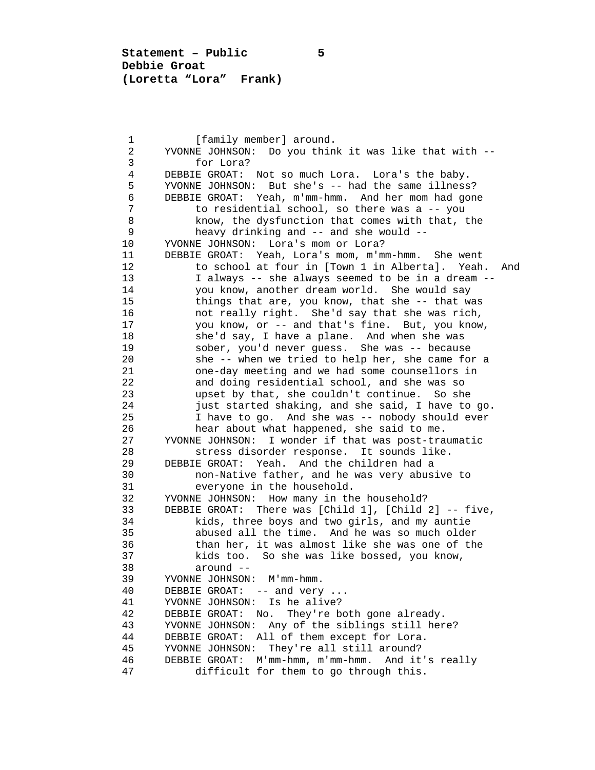[family member] around.

YVONNE JOHNSON: Do you think it was like that with -- for Lora?

DEBBIE GROAT: Not so much Lora. Lora's the baby.

YVONNE JOHNSON: But she's -- had the same illness?

DEBBIE GROAT: Yeah, m'mm-hmm. And her mom had gone to residential school, so there was a -- you know, the dysfunction that comes with that, the heavy drinking and -- and she would --

YVONNE JOHNSON: Lora's mom or Lora?

DEBBIE GROAT: Yeah, Lora's mom, m'mm-hmm. She went to school at four in [Town 1 in Alberta]. Yeah. And I always -- she always seemed to be in a dream -- you know, another dream world. She would say things that are, you know, that she -- that was not really right. She'd say that she was rich, you know, or -- and that's fine. But, you know, she'd say, I have a plane. And when she was sober, you'd never guess. She was -- because she -- when we tried to help her, she came for a one-day meeting and we had some counsellors in and doing residential school, and she was so upset by that, she couldn't continue. So she just started shaking, and she said, I have to go. I have to go. And she was -- nobody should ever hear about what happened, she said to me.

YVONNE JOHNSON: I wonder if that was post-traumatic stress disorder response. It sounds like.

DEBBIE GROAT: Yeah. And the children had a non-Native father, and he was very abusive to everyone in the household.

YVONNE JOHNSON: How many in the household?

DEBBIE GROAT: There was [Child 1], [Child 2] -- five, kids, three boys and two girls, and my auntie abused all the time. And he was so much older than her, it was almost like she was one of the kids too. So she was like bossed, you know, around --

YVONNE JOHNSON: M'mm-hmm.

DEBBIE GROAT: -- and very ...

YVONNE JOHNSON: Is he alive?

DEBBIE GROAT: No. They're both gone already.

YVONNE JOHNSON: Any of the siblings still here?

DEBBIE GROAT: All of them except for Lora.

YVONNE JOHNSON: They're all still around?

DEBBIE GROAT: M'mm-hmm, m'mm-hmm. And it's really difficult for them to go through this.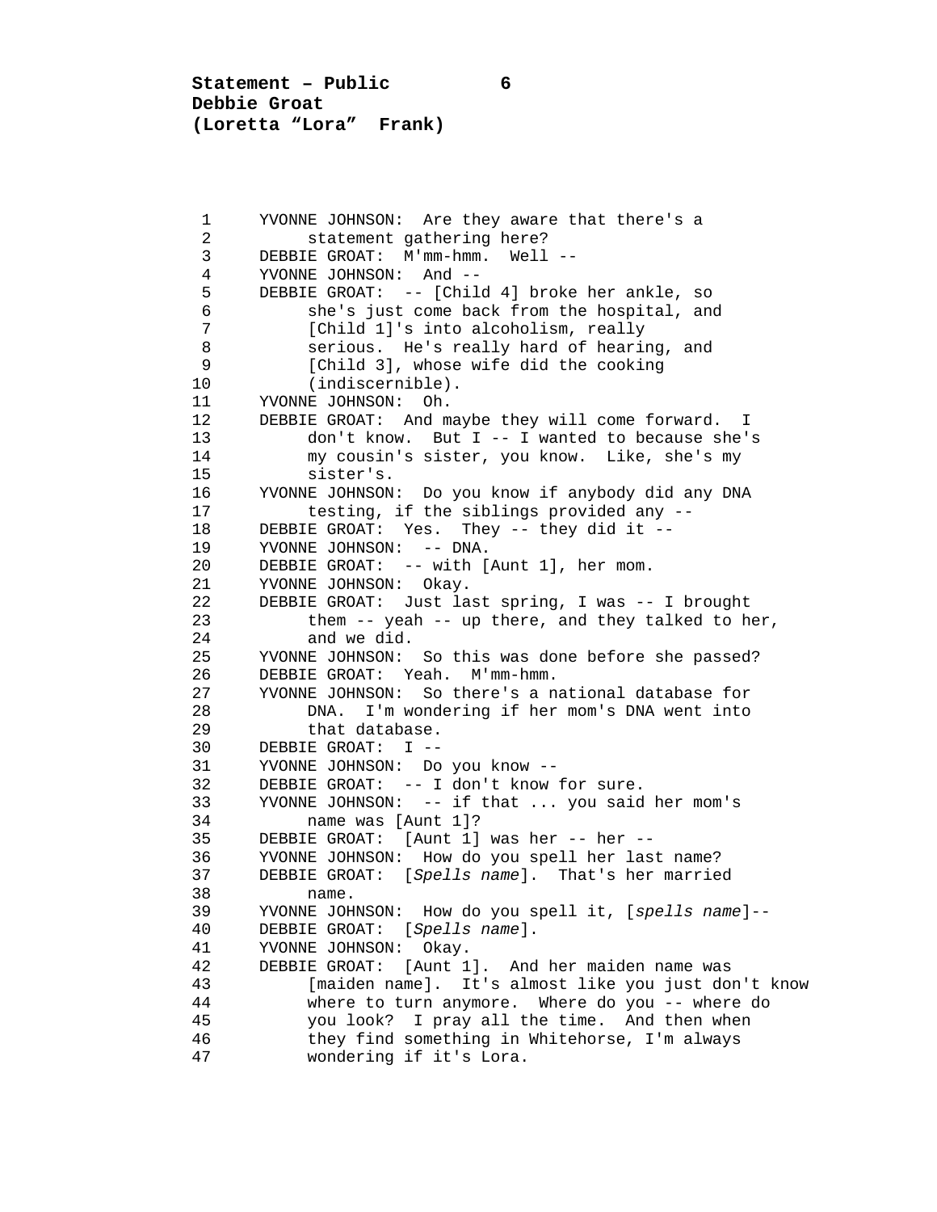YVONNE JOHNSON: Are they aware that there's a statement gathering here?

DEBBIE GROAT: M'mm-hmm. Well --

YVONNE JOHNSON: And --

DEBBIE GROAT: -- [Child 4] broke her ankle, so she's just come back from the hospital, and [Child 1]'s into alcoholism, really serious. He's really hard of hearing, and [Child 3], whose wife did the cooking (indiscernible).

YVONNE JOHNSON: Oh.

DEBBIE GROAT: And maybe they will come forward. I don't know. But I -- I wanted to because she's my cousin's sister, you know. Like, she's my sister's.

YVONNE JOHNSON: Do you know if anybody did any DNA testing, if the siblings provided any --

DEBBIE GROAT: Yes. They -- they did it --

YVONNE JOHNSON: -- DNA.

DEBBIE GROAT: -- with [Aunt 1], her mom.

YVONNE JOHNSON: Okay.

DEBBIE GROAT: Just last spring, I was -- I brought them -- yeah -- up there, and they talked to her, and we did.

YVONNE JOHNSON: So this was done before she passed?

DEBBIE GROAT: Yeah. M'mm-hmm.

YVONNE JOHNSON: So there's a national database for DNA. I'm wondering if her mom's DNA went into that database.

DEBBIE GROAT: I --

YVONNE JOHNSON: Do you know --

DEBBIE GROAT: -- I don't know for sure.

YVONNE JOHNSON: -- if that ... you said her mom's name was [Aunt 1]?

DEBBIE GROAT: [Aunt 1] was her -- her --

YVONNE JOHNSON: How do you spell her last name?

DEBBIE GROAT: [*Spells name*]. That's her married name.

YVONNE JOHNSON: How do you spell it, [*spells name*]--

DEBBIE GROAT: [*Spells name*].

YVONNE JOHNSON: Okay.

DEBBIE GROAT: [Aunt 1]. And her maiden name was [maiden name]. It's almost like you just don't know where to turn anymore. Where do you -- where do you look? I pray all the time. And then when they find something in Whitehorse, I'm always wondering if it's Lora.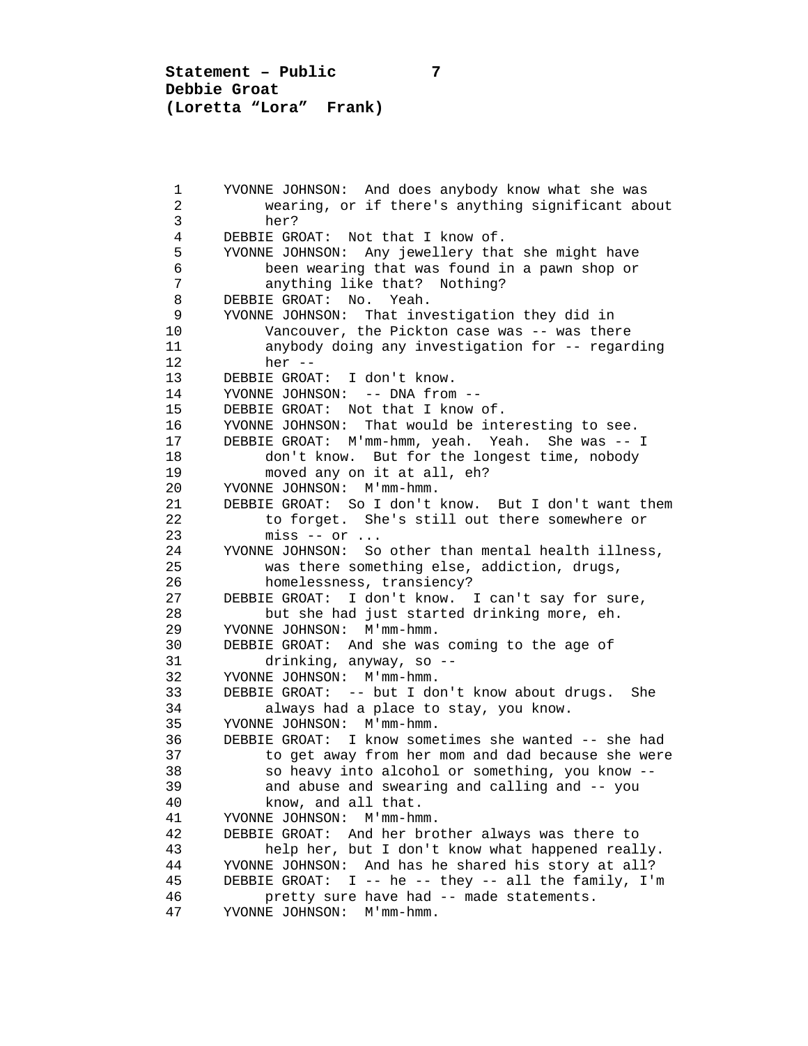YVONNE JOHNSON: And does anybody know what she was wearing, or if there's anything significant about her?

DEBBIE GROAT: Not that I know of.

YVONNE JOHNSON: Any jewellery that she might have been wearing that was found in a pawn shop or anything like that? Nothing?

DEBBIE GROAT: No. Yeah.

YVONNE JOHNSON: That investigation they did in Vancouver, the Pickton case was -- was there anybody doing any investigation for -- regarding her --

DEBBIE GROAT: I don't know.

YVONNE JOHNSON: -- DNA from --

DEBBIE GROAT: Not that I know of.

YVONNE JOHNSON: That would be interesting to see.

DEBBIE GROAT: M'mm-hmm, yeah. Yeah. She was -- I don't know. But for the longest time, nobody moved any on it at all, eh?

YVONNE JOHNSON: M'mm-hmm.

DEBBIE GROAT: So I don't know. But I don't want them to forget. She's still out there somewhere or miss -- or ...

YVONNE JOHNSON: So other than mental health illness, was there something else, addiction, drugs, homelessness, transiency?

DEBBIE GROAT: I don't know. I can't say for sure, but she had just started drinking more, eh.

YVONNE JOHNSON: M'mm-hmm.

DEBBIE GROAT: And she was coming to the age of drinking, anyway, so --

YVONNE JOHNSON: M'mm-hmm.

DEBBIE GROAT: -- but I don't know about drugs. She always had a place to stay, you know.

YVONNE JOHNSON: M'mm-hmm.

DEBBIE GROAT: I know sometimes she wanted -- she had to get away from her mom and dad because she were so heavy into alcohol or something, you know -- and abuse and swearing and calling and -- you know, and all that.

YVONNE JOHNSON: M'mm-hmm.

DEBBIE GROAT: And her brother always was there to help her, but I don't know what happened really.

YVONNE JOHNSON: And has he shared his story at all?

DEBBIE GROAT: I -- he -- they -- all the family, I'm pretty sure have had -- made statements.

YVONNE JOHNSON: M'mm-hmm.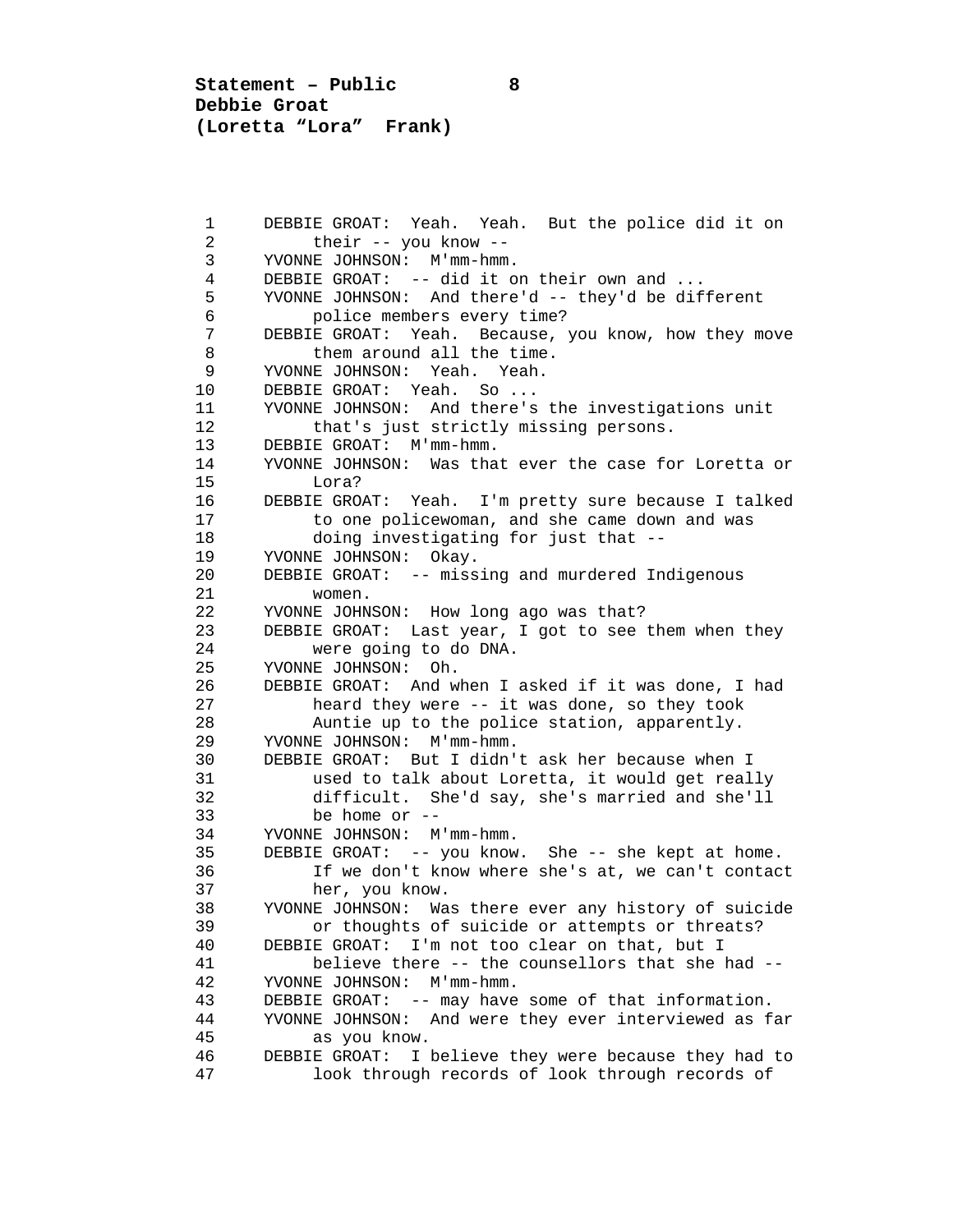DEBBIE GROAT: Yeah. Yeah. But the police did it on their -- you know --

YVONNE JOHNSON: M'mm-hmm.

DEBBIE GROAT: -- did it on their own and ...

YVONNE JOHNSON: And there'd -- they'd be different police members every time?

DEBBIE GROAT: Yeah. Because, you know, how they move them around all the time.

YVONNE JOHNSON: Yeah. Yeah.

DEBBIE GROAT: Yeah. So ...

YVONNE JOHNSON: And there's the investigations unit that's just strictly missing persons.

DEBBIE GROAT: M'mm-hmm.

YVONNE JOHNSON: Was that ever the case for Loretta or Lora?

DEBBIE GROAT: Yeah. I'm pretty sure because I talked to one policewoman, and she came down and was doing investigating for just that --

YVONNE JOHNSON: Okay.

DEBBIE GROAT: -- missing and murdered Indigenous women.

YVONNE JOHNSON: How long ago was that?

DEBBIE GROAT: Last year, I got to see them when they were going to do DNA.

YVONNE JOHNSON: Oh.

DEBBIE GROAT: And when I asked if it was done, I had heard they were -- it was done, so they took Auntie up to the police station, apparently.

YVONNE JOHNSON: M'mm-hmm.

DEBBIE GROAT: But I didn't ask her because when I used to talk about Loretta, it would get really difficult. She'd say, she's married and she'll be home or --

YVONNE JOHNSON: M'mm-hmm.

DEBBIE GROAT: -- you know. She -- she kept at home. If we don't know where she's at, we can't contact her, you know.

YVONNE JOHNSON: Was there ever any history of suicide or thoughts of suicide or attempts or threats?

DEBBIE GROAT: I'm not too clear on that, but I believe there -- the counsellors that she had --

YVONNE JOHNSON: M'mm-hmm.

DEBBIE GROAT: -- may have some of that information.

YVONNE JOHNSON: And were they ever interviewed as far as you know.

DEBBIE GROAT: I believe they were because they had to look through records of look through records of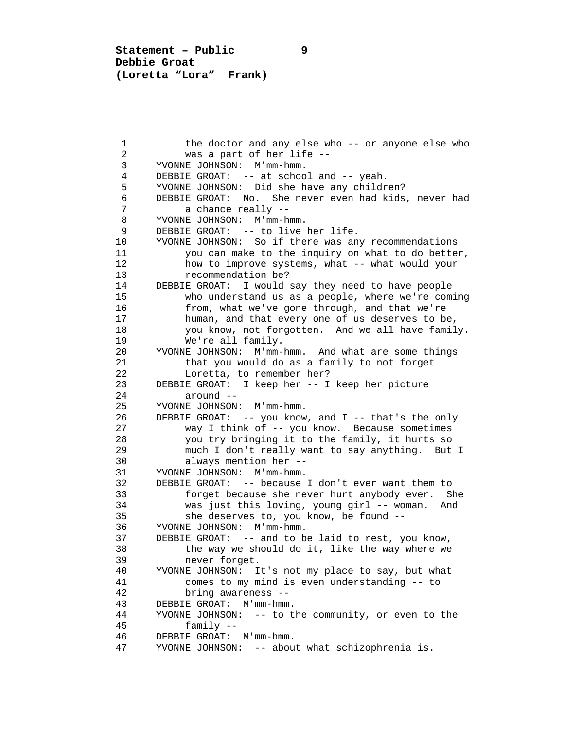the doctor and any else who -- or anyone else who was a part of her life --

YVONNE JOHNSON: M'mm-hmm.

DEBBIE GROAT: -- at school and -- yeah.

YVONNE JOHNSON: Did she have any children?

DEBBIE GROAT: No. She never even had kids, never had a chance really --

YVONNE JOHNSON: M'mm-hmm.

DEBBIE GROAT: -- to live her life.

YVONNE JOHNSON: So if there was any recommendations you can make to the inquiry on what to do better, how to improve systems, what -- what would your recommendation be?

DEBBIE GROAT: I would say they need to have people who understand us as a people, where we're coming from, what we've gone through, and that we're human, and that every one of us deserves to be, you know, not forgotten. And we all have family. We're all family.

YVONNE JOHNSON: M'mm-hmm. And what are some things that you would do as a family to not forget Loretta, to remember her?

DEBBIE GROAT: I keep her -- I keep her picture around --

YVONNE JOHNSON: M'mm-hmm.

DEBBIE GROAT: -- you know, and I -- that's the only way I think of -- you know. Because sometimes you try bringing it to the family, it hurts so much I don't really want to say anything. But I always mention her --

YVONNE JOHNSON: M'mm-hmm.

DEBBIE GROAT: -- because I don't ever want them to forget because she never hurt anybody ever. She was just this loving, young girl -- woman. And she deserves to, you know, be found --

YVONNE JOHNSON: M'mm-hmm.

DEBBIE GROAT: -- and to be laid to rest, you know, the way we should do it, like the way where we never forget.

YVONNE JOHNSON: It's not my place to say, but what comes to my mind is even understanding -- to bring awareness --

DEBBIE GROAT: M'mm-hmm.

YVONNE JOHNSON: -- to the community, or even to the family --

DEBBIE GROAT: M'mm-hmm.

YVONNE JOHNSON: -- about what schizophrenia is.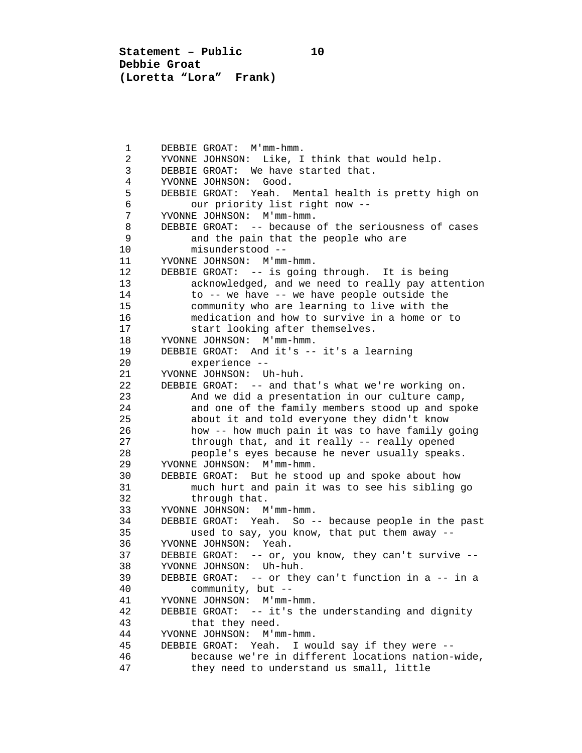DEBBIE GROAT: M'mm-hmm.

YVONNE JOHNSON: Like, I think that would help.

DEBBIE GROAT: We have started that.

YVONNE JOHNSON: Good.

DEBBIE GROAT: Yeah. Mental health is pretty high on our priority list right now --

YVONNE JOHNSON: M'mm-hmm.

DEBBIE GROAT: -- because of the seriousness of cases and the pain that the people who are misunderstood --

YVONNE JOHNSON: M'mm-hmm.

DEBBIE GROAT: -- is going through. It is being acknowledged, and we need to really pay attention to -- we have -- we have people outside the community who are learning to live with the medication and how to survive in a home or to start looking after themselves.

YVONNE JOHNSON: M'mm-hmm.

DEBBIE GROAT: And it's -- it's a learning experience --

YVONNE JOHNSON: Uh-huh.

DEBBIE GROAT: -- and that's what we're working on. And we did a presentation in our culture camp, and one of the family members stood up and spoke about it and told everyone they didn't know how -- how much pain it was to have family going through that, and it really -- really opened people's eyes because he never usually speaks.

YVONNE JOHNSON: M'mm-hmm.

DEBBIE GROAT: But he stood up and spoke about how much hurt and pain it was to see his sibling go through that.

YVONNE JOHNSON: M'mm-hmm.

DEBBIE GROAT: Yeah. So -- because people in the past used to say, you know, that put them away --

YVONNE JOHNSON: Yeah.

DEBBIE GROAT: -- or, you know, they can't survive --

YVONNE JOHNSON: Uh-huh.

DEBBIE GROAT: -- or they can't function in a -- in a community, but --

YVONNE JOHNSON: M'mm-hmm.

DEBBIE GROAT: -- it's the understanding and dignity that they need.

YVONNE JOHNSON: M'mm-hmm.

DEBBIE GROAT: Yeah. I would say if they were -- because we're in different locations nation-wide, they need to understand us small, little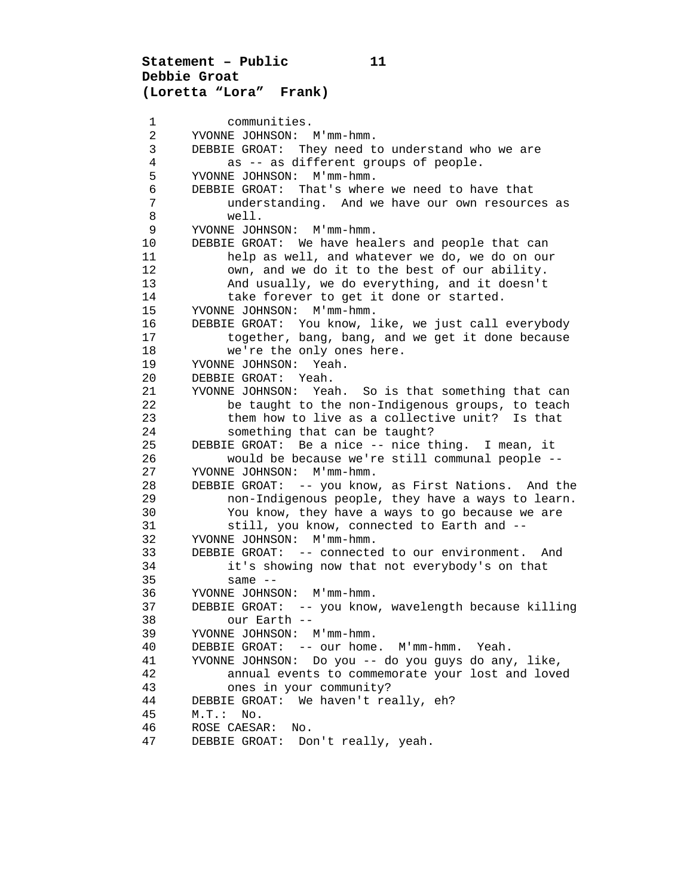communities.

YVONNE JOHNSON: M'mm-hmm.

DEBBIE GROAT: They need to understand who we are as -- as different groups of people.

YVONNE JOHNSON: M'mm-hmm.

DEBBIE GROAT: That's where we need to have that understanding. And we have our own resources as well.

YVONNE JOHNSON: M'mm-hmm.

DEBBIE GROAT: We have healers and people that can help as well, and whatever we do, we do on our own, and we do it to the best of our ability. And usually, we do everything, and it doesn't take forever to get it done or started.

YVONNE JOHNSON: M'mm-hmm.

DEBBIE GROAT: You know, like, we just call everybody together, bang, bang, and we get it done because we're the only ones here.

YVONNE JOHNSON: Yeah.

DEBBIE GROAT: Yeah.

YVONNE JOHNSON: Yeah. So is that something that can be taught to the non-Indigenous groups, to teach them how to live as a collective unit? Is that something that can be taught?

DEBBIE GROAT: Be a nice -- nice thing. I mean, it would be because we're still communal people --

YVONNE JOHNSON: M'mm-hmm.

DEBBIE GROAT: -- you know, as First Nations. And the non-Indigenous people, they have a ways to learn. You know, they have a ways to go because we are still, you know, connected to Earth and --

YVONNE JOHNSON: M'mm-hmm.

DEBBIE GROAT: -- connected to our environment. And it's showing now that not everybody's on that same --

YVONNE JOHNSON: M'mm-hmm.

DEBBIE GROAT: -- you know, wavelength because killing our Earth --

YVONNE JOHNSON: M'mm-hmm.

DEBBIE GROAT: -- our home. M'mm-hmm. Yeah.

YVONNE JOHNSON: Do you -- do you guys do any, like, annual events to commemorate your lost and loved ones in your community?

DEBBIE GROAT: We haven't really, eh?

M.T.: No.

ROSE CAESAR: No.

DEBBIE GROAT: Don't really, yeah.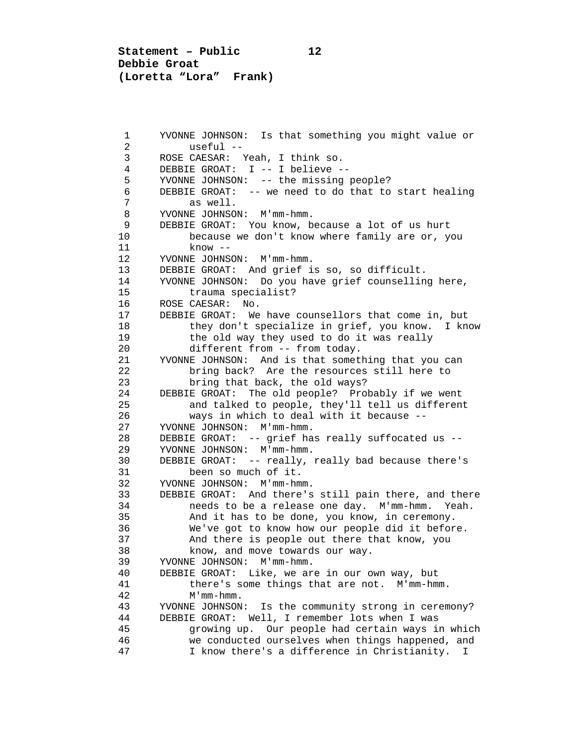YVONNE JOHNSON: Is that something you might value or useful --

ROSE CAESAR: Yeah, I think so.

DEBBIE GROAT: I -- I believe --

YVONNE JOHNSON: -- the missing people?

DEBBIE GROAT: -- we need to do that to start healing as well.

YVONNE JOHNSON: M'mm-hmm.

DEBBIE GROAT: You know, because a lot of us hurt because we don't know where family are or, you know --

YVONNE JOHNSON: M'mm-hmm.

DEBBIE GROAT: And grief is so, so difficult.

YVONNE JOHNSON: Do you have grief counselling here, trauma specialist?

ROSE CAESAR: No.

DEBBIE GROAT: We have counsellors that come in, but they don't specialize in grief, you know. I know the old way they used to do it was really different from -- from today.

YVONNE JOHNSON: And is that something that you can bring back? Are the resources still here to bring that back, the old ways?

DEBBIE GROAT: The old people? Probably if we went and talked to people, they'll tell us different ways in which to deal with it because --

YVONNE JOHNSON: M'mm-hmm.

DEBBIE GROAT: -- grief has really suffocated us --

YVONNE JOHNSON: M'mm-hmm.

DEBBIE GROAT: -- really, really bad because there's been so much of it.

YVONNE JOHNSON: M'mm-hmm.

DEBBIE GROAT: And there's still pain there, and there needs to be a release one day. M'mm-hmm. Yeah. And it has to be done, you know, in ceremony. We've got to know how our people did it before. And there is people out there that know, you know, and move towards our way.

YVONNE JOHNSON: M'mm-hmm.

DEBBIE GROAT: Like, we are in our own way, but there's some things that are not. M'mm-hmm. M'mm-hmm.

YVONNE JOHNSON: Is the community strong in ceremony?

DEBBIE GROAT: Well, I remember lots when I was growing up. Our people had certain ways in which we conducted ourselves when things happened, and I know there's a difference in Christianity. I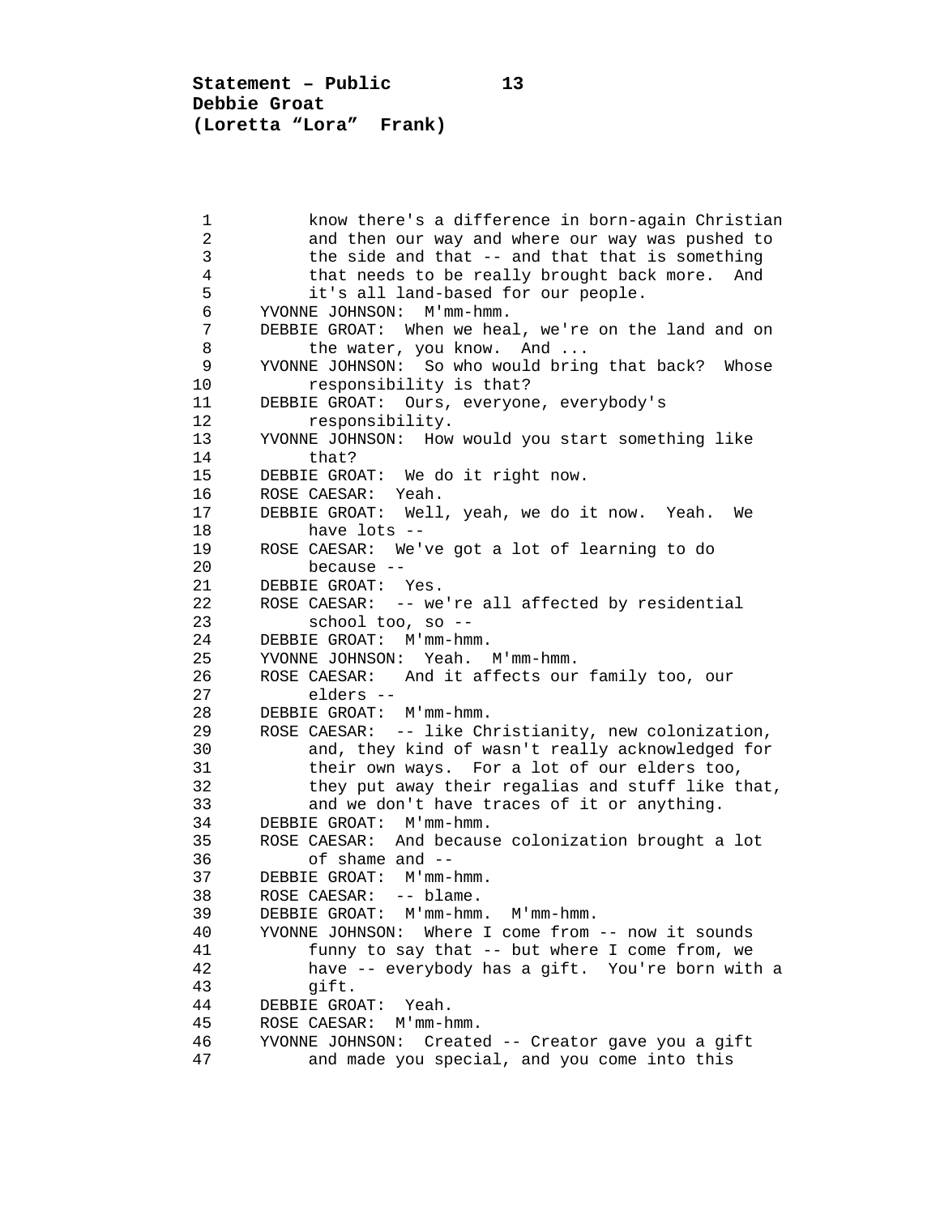know there's a difference in born-again Christian and then our way and where our way was pushed to the side and that -- and that that is something that needs to be really brought back more. And it's all land-based for our people.

YVONNE JOHNSON: M'mm-hmm.

DEBBIE GROAT: When we heal, we're on the land and on the water, you know. And ...

YVONNE JOHNSON: So who would bring that back? Whose responsibility is that?

DEBBIE GROAT: Ours, everyone, everybody's responsibility.

YVONNE JOHNSON: How would you start something like that?

DEBBIE GROAT: We do it right now.

ROSE CAESAR: Yeah.

DEBBIE GROAT: Well, yeah, we do it now. Yeah. We have lots --

ROSE CAESAR: We've got a lot of learning to do because --

DEBBIE GROAT: Yes.

ROSE CAESAR: -- we're all affected by residential school too, so --

DEBBIE GROAT: M'mm-hmm.

YVONNE JOHNSON: Yeah. M'mm-hmm.

ROSE CAESAR: And it affects our family too, our elders --

DEBBIE GROAT: M'mm-hmm.

ROSE CAESAR: -- like Christianity, new colonization, and, they kind of wasn't really acknowledged for their own ways. For a lot of our elders too, they put away their regalias and stuff like that, and we don't have traces of it or anything.

DEBBIE GROAT: M'mm-hmm.

ROSE CAESAR: And because colonization brought a lot of shame and --

DEBBIE GROAT: M'mm-hmm.

ROSE CAESAR: -- blame.

DEBBIE GROAT: M'mm-hmm. M'mm-hmm.

YVONNE JOHNSON: Where I come from -- now it sounds funny to say that -- but where I come from, we have -- everybody has a gift. You're born with a gift.

DEBBIE GROAT: Yeah.

ROSE CAESAR: M'mm-hmm.

YVONNE JOHNSON: Created -- Creator gave you a gift and made you special, and you come into this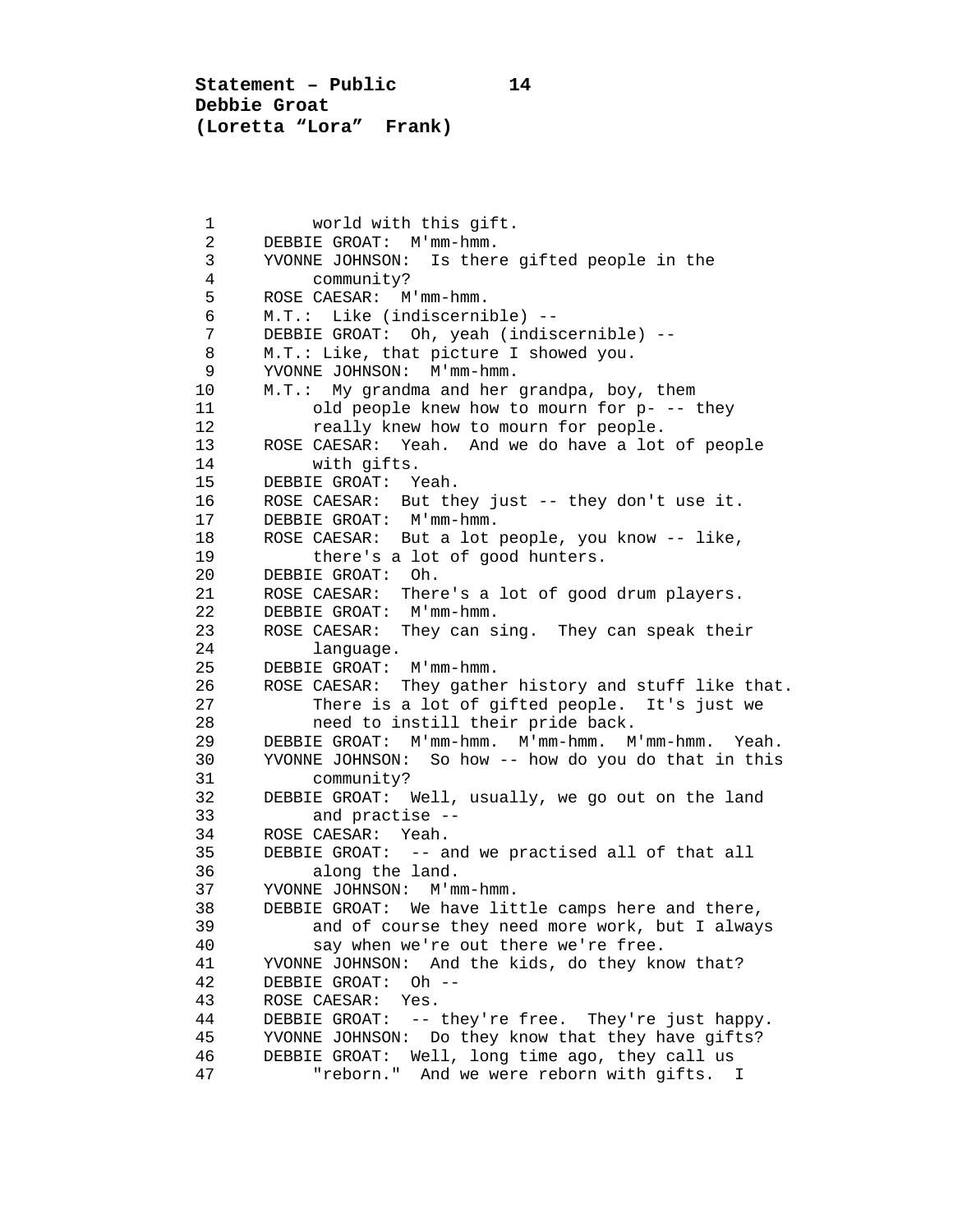world with this gift.

DEBBIE GROAT: M'mm-hmm.

YVONNE JOHNSON: Is there gifted people in the community?

ROSE CAESAR: M'mm-hmm.

M.T.: Like (indiscernible) --

DEBBIE GROAT: Oh, yeah (indiscernible) --

M.T.: Like, that picture I showed you.

YVONNE JOHNSON: M'mm-hmm.

M.T.: My grandma and her grandpa, boy, them old people knew how to mourn for p- -- they really knew how to mourn for people.

ROSE CAESAR: Yeah. And we do have a lot of people with gifts.

DEBBIE GROAT: Yeah.

ROSE CAESAR: But they just -- they don't use it.

DEBBIE GROAT: M'mm-hmm.

ROSE CAESAR: But a lot people, you know -- like, there's a lot of good hunters.

DEBBIE GROAT: Oh.

ROSE CAESAR: There's a lot of good drum players.

DEBBIE GROAT: M'mm-hmm.

ROSE CAESAR: They can sing. They can speak their language.

DEBBIE GROAT: M'mm-hmm.

ROSE CAESAR: They gather history and stuff like that. There is a lot of gifted people. It's just we need to instill their pride back.

DEBBIE GROAT: M'mm-hmm. M'mm-hmm. M'mm-hmm. Yeah.

YVONNE JOHNSON: So how -- how do you do that in this community?

DEBBIE GROAT: Well, usually, we go out on the land and practise --

ROSE CAESAR: Yeah.

DEBBIE GROAT: -- and we practised all of that all along the land.

YVONNE JOHNSON: M'mm-hmm.

DEBBIE GROAT: We have little camps here and there, and of course they need more work, but I always say when we're out there we're free.

YVONNE JOHNSON: And the kids, do they know that?

DEBBIE GROAT: Oh --

ROSE CAESAR: Yes.

DEBBIE GROAT: -- they're free. They're just happy.

YVONNE JOHNSON: Do they know that they have gifts?

DEBBIE GROAT: Well, long time ago, they call us "reborn." And we were reborn with gifts. I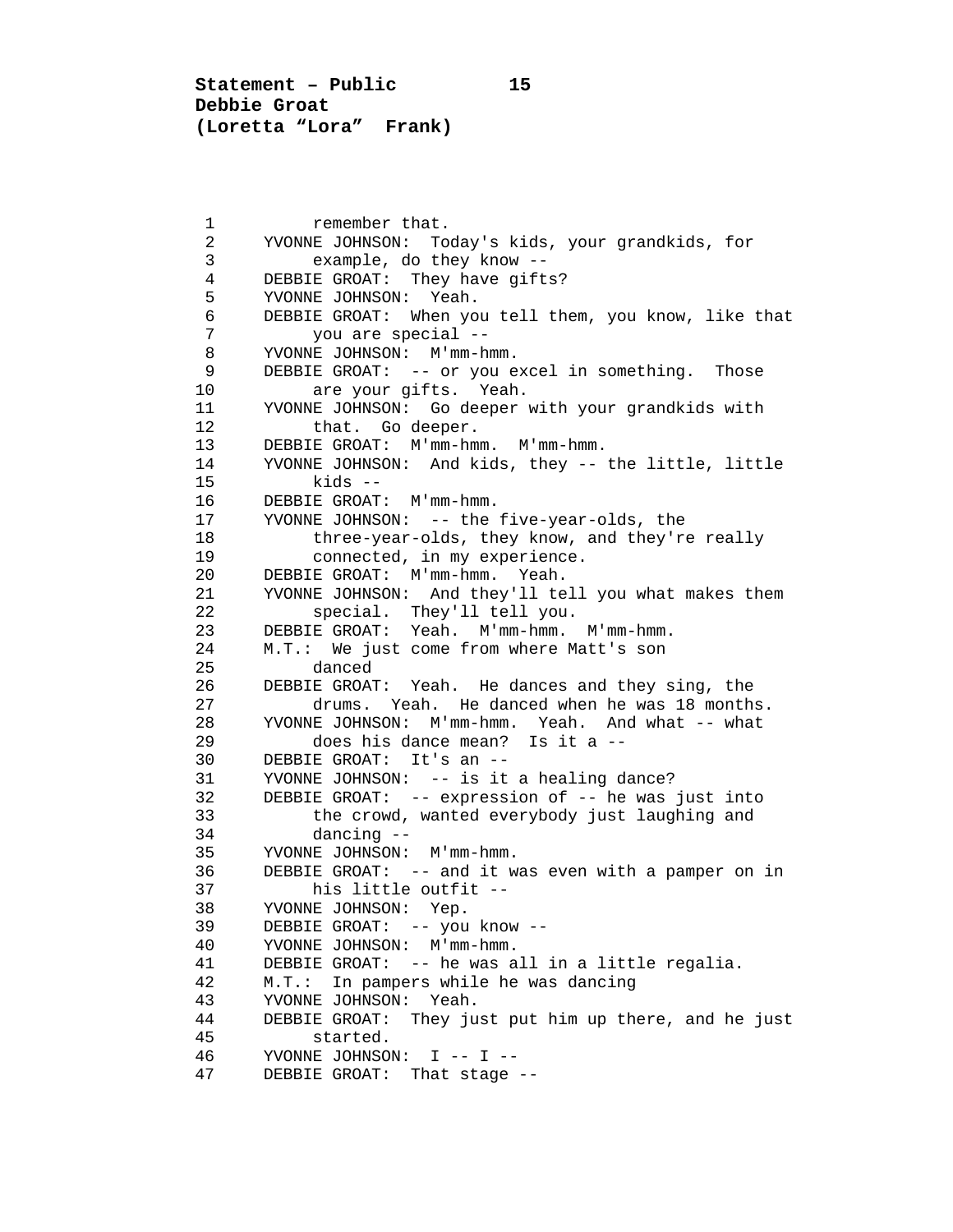remember that.

YVONNE JOHNSON: Today's kids, your grandkids, for example, do they know --

DEBBIE GROAT: They have gifts?

YVONNE JOHNSON: Yeah.

DEBBIE GROAT: When you tell them, you know, like that you are special --

YVONNE JOHNSON: M'mm-hmm.

DEBBIE GROAT: -- or you excel in something. Those are your gifts. Yeah.

YVONNE JOHNSON: Go deeper with your grandkids with that. Go deeper.

DEBBIE GROAT: M'mm-hmm. M'mm-hmm.

YVONNE JOHNSON: And kids, they -- the little, little kids --

DEBBIE GROAT: M'mm-hmm.

YVONNE JOHNSON: -- the five-year-olds, the three-year-olds, they know, and they're really connected, in my experience.

DEBBIE GROAT: M'mm-hmm. Yeah.

YVONNE JOHNSON: And they'll tell you what makes them special. They'll tell you.

DEBBIE GROAT: Yeah. M'mm-hmm. M'mm-hmm.

M.T.: We just come from where Matt's son danced

DEBBIE GROAT: Yeah. He dances and they sing, the drums. Yeah. He danced when he was 18 months.

YVONNE JOHNSON: M'mm-hmm. Yeah. And what -- what does his dance mean? Is it a --

DEBBIE GROAT: It's an --

YVONNE JOHNSON: -- is it a healing dance?

DEBBIE GROAT: -- expression of -- he was just into the crowd, wanted everybody just laughing and dancing --

YVONNE JOHNSON: M'mm-hmm.

DEBBIE GROAT: -- and it was even with a pamper on in his little outfit --

YVONNE JOHNSON: Yep.

DEBBIE GROAT: -- you know --

YVONNE JOHNSON: M'mm-hmm.

DEBBIE GROAT: -- he was all in a little regalia.

M.T.: In pampers while he was dancing

YVONNE JOHNSON: Yeah.

DEBBIE GROAT: They just put him up there, and he just started.

YVONNE JOHNSON: I -- I --

DEBBIE GROAT: That stage --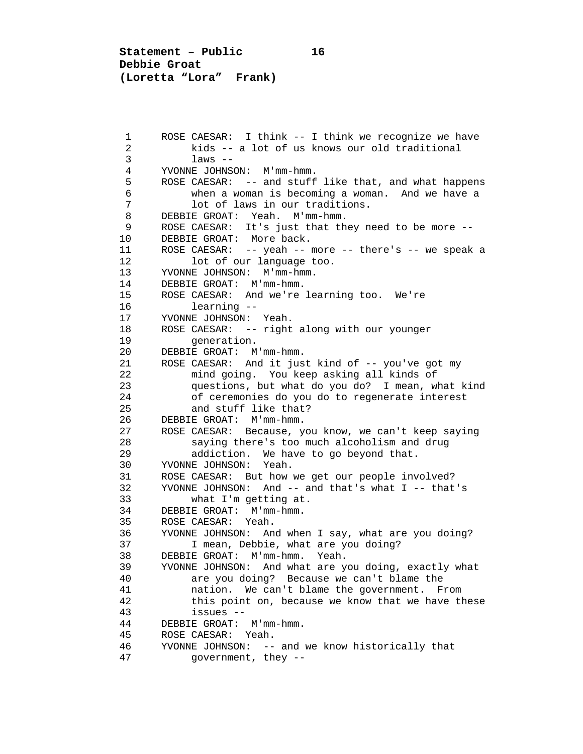ROSE CAESAR: I think -- I think we recognize we have kids -- a lot of us knows our old traditional laws --

YVONNE JOHNSON: M'mm-hmm.

ROSE CAESAR: -- and stuff like that, and what happens when a woman is becoming a woman. And we have a lot of laws in our traditions.

DEBBIE GROAT: Yeah. M'mm-hmm.

ROSE CAESAR: It's just that they need to be more --

DEBBIE GROAT: More back.

ROSE CAESAR: -- yeah -- more -- there's -- we speak a lot of our language too.

YVONNE JOHNSON: M'mm-hmm.

DEBBIE GROAT: M'mm-hmm.

ROSE CAESAR: And we're learning too. We're learning --

YVONNE JOHNSON: Yeah.

ROSE CAESAR: -- right along with our younger generation.

DEBBIE GROAT: M'mm-hmm.

ROSE CAESAR: And it just kind of -- you've got my mind going. You keep asking all kinds of questions, but what do you do? I mean, what kind of ceremonies do you do to regenerate interest and stuff like that?

DEBBIE GROAT: M'mm-hmm.

ROSE CAESAR: Because, you know, we can't keep saying saying there's too much alcoholism and drug addiction. We have to go beyond that.

YVONNE JOHNSON: Yeah.

ROSE CAESAR: But how we get our people involved?

YVONNE JOHNSON: And -- and that's what I -- that's what I'm getting at.

DEBBIE GROAT: M'mm-hmm.

ROSE CAESAR: Yeah.

YVONNE JOHNSON: And when I say, what are you doing? I mean, Debbie, what are you doing?

DEBBIE GROAT: M'mm-hmm. Yeah.

YVONNE JOHNSON: And what are you doing, exactly what are you doing? Because we can't blame the nation. We can't blame the government. From this point on, because we know that we have these issues --

DEBBIE GROAT: M'mm-hmm.

ROSE CAESAR: Yeah.

YVONNE JOHNSON: -- and we know historically that government, they --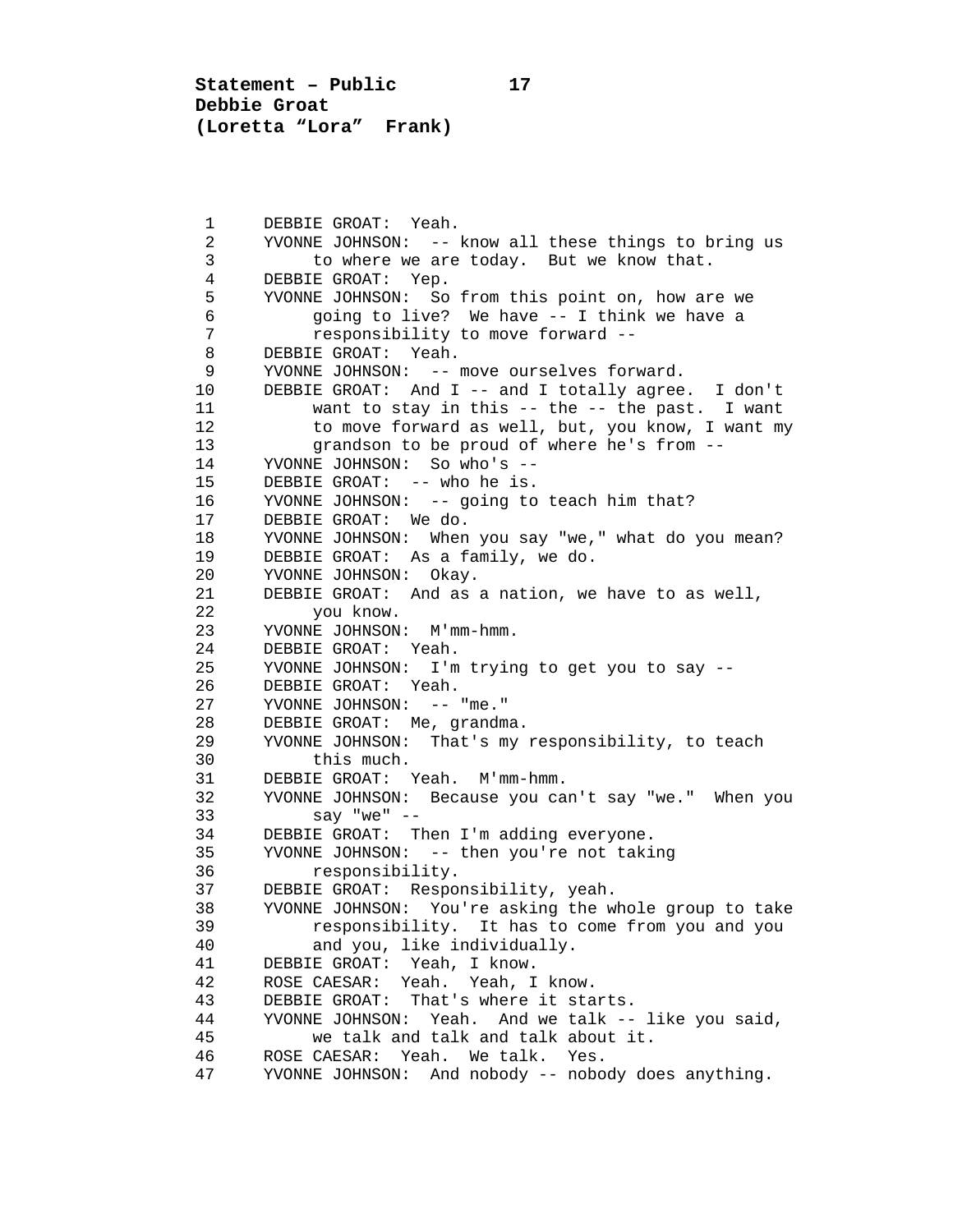DEBBIE GROAT: Yeah.

YVONNE JOHNSON: -- know all these things to bring us to where we are today. But we know that.

DEBBIE GROAT: Yep.

YVONNE JOHNSON: So from this point on, how are we going to live? We have -- I think we have a responsibility to move forward --

DEBBIE GROAT: Yeah.

YVONNE JOHNSON: -- move ourselves forward.

DEBBIE GROAT: And I -- and I totally agree. I don't want to stay in this -- the -- the past. I want to move forward as well, but, you know, I want my grandson to be proud of where he's from --

YVONNE JOHNSON: So who's --

DEBBIE GROAT: -- who he is.

YVONNE JOHNSON: -- going to teach him that?

DEBBIE GROAT: We do.

YVONNE JOHNSON: When you say "we," what do you mean?

DEBBIE GROAT: As a family, we do.

YVONNE JOHNSON: Okay.

DEBBIE GROAT: And as a nation, we have to as well, you know.

YVONNE JOHNSON: M'mm-hmm.

DEBBIE GROAT: Yeah.

YVONNE JOHNSON: I'm trying to get you to say --

DEBBIE GROAT: Yeah.

YVONNE JOHNSON: -- "me."

DEBBIE GROAT: Me, grandma.

YVONNE JOHNSON: That's my responsibility, to teach this much.

DEBBIE GROAT: Yeah. M'mm-hmm.

YVONNE JOHNSON: Because you can't say "we." When you say "we" --

DEBBIE GROAT: Then I'm adding everyone.

YVONNE JOHNSON: -- then you're not taking responsibility.

DEBBIE GROAT: Responsibility, yeah.

YVONNE JOHNSON: You're asking the whole group to take responsibility. It has to come from you and you and you, like individually.

DEBBIE GROAT: Yeah, I know.

ROSE CAESAR: Yeah. Yeah, I know.

DEBBIE GROAT: That's where it starts.

YVONNE JOHNSON: Yeah. And we talk -- like you said, we talk and talk and talk about it.

ROSE CAESAR: Yeah. We talk. Yes.

YVONNE JOHNSON: And nobody -- nobody does anything.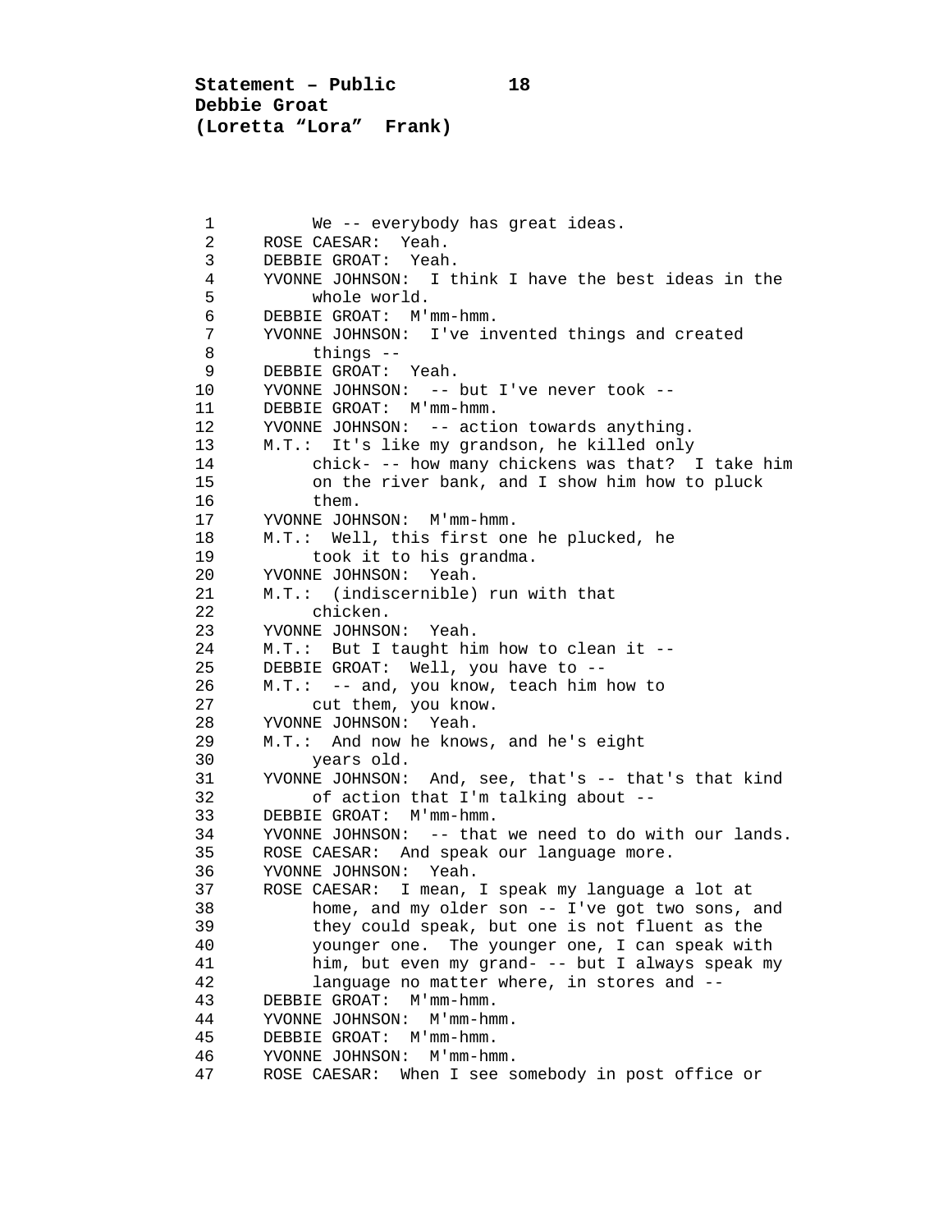We -- everybody has great ideas.

ROSE CAESAR: Yeah.

DEBBIE GROAT: Yeah.

YVONNE JOHNSON: I think I have the best ideas in the whole world.

DEBBIE GROAT: M'mm-hmm.

YVONNE JOHNSON: I've invented things and created things --

DEBBIE GROAT: Yeah.

YVONNE JOHNSON: -- but I've never took --

DEBBIE GROAT: M'mm-hmm.

YVONNE JOHNSON: -- action towards anything.

M.T.: It's like my grandson, he killed only chick- -- how many chickens was that? I take him on the river bank, and I show him how to pluck them.

YVONNE JOHNSON: M'mm-hmm.

M.T.: Well, this first one he plucked, he took it to his grandma.

YVONNE JOHNSON: Yeah.

M.T.: (indiscernible) run with that chicken.

YVONNE JOHNSON: Yeah.

M.T.: But I taught him how to clean it --

DEBBIE GROAT: Well, you have to --

M.T.: -- and, you know, teach him how to cut them, you know.

YVONNE JOHNSON: Yeah.

M.T.: And now he knows, and he's eight years old.

YVONNE JOHNSON: And, see, that's -- that's that kind of action that I'm talking about --

DEBBIE GROAT: M'mm-hmm.

YVONNE JOHNSON: -- that we need to do with our lands.

ROSE CAESAR: And speak our language more.

YVONNE JOHNSON: Yeah.

ROSE CAESAR: I mean, I speak my language a lot at home, and my older son -- I've got two sons, and they could speak, but one is not fluent as the younger one. The younger one, I can speak with him, but even my grand- -- but I always speak my language no matter where, in stores and --

DEBBIE GROAT: M'mm-hmm.

YVONNE JOHNSON: M'mm-hmm.

DEBBIE GROAT: M'mm-hmm.

YVONNE JOHNSON: M'mm-hmm.

ROSE CAESAR: When I see somebody in post office or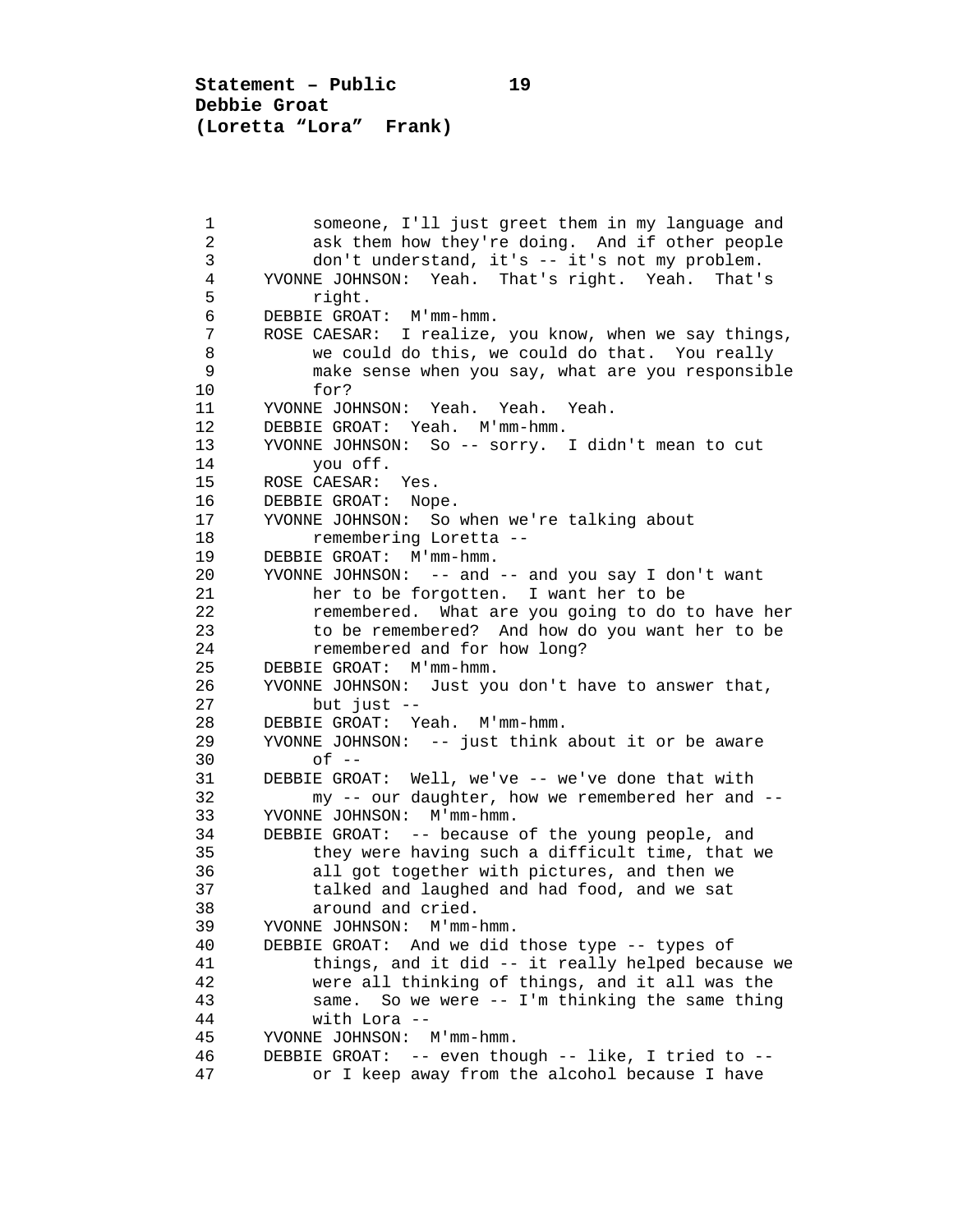someone, I'll just greet them in my language and ask them how they're doing. And if other people don't understand, it's -- it's not my problem.

YVONNE JOHNSON: Yeah. That's right. Yeah. That's right.

DEBBIE GROAT: M'mm-hmm.

ROSE CAESAR: I realize, you know, when we say things, we could do this, we could do that. You really make sense when you say, what are you responsible for?

YVONNE JOHNSON: Yeah. Yeah. Yeah.

DEBBIE GROAT: Yeah. M'mm-hmm.

YVONNE JOHNSON: So -- sorry. I didn't mean to cut you off.

ROSE CAESAR: Yes.

DEBBIE GROAT: Nope.

YVONNE JOHNSON: So when we're talking about remembering Loretta --

DEBBIE GROAT: M'mm-hmm.

YVONNE JOHNSON: -- and -- and you say I don't want her to be forgotten. I want her to be remembered. What are you going to do to have her to be remembered? And how do you want her to be remembered and for how long?

DEBBIE GROAT: M'mm-hmm.

YVONNE JOHNSON: Just you don't have to answer that, but just --

DEBBIE GROAT: Yeah. M'mm-hmm.

YVONNE JOHNSON: -- just think about it or be aware of --

DEBBIE GROAT: Well, we've -- we've done that with my -- our daughter, how we remembered her and --

YVONNE JOHNSON: M'mm-hmm.

DEBBIE GROAT: -- because of the young people, and they were having such a difficult time, that we all got together with pictures, and then we talked and laughed and had food, and we sat around and cried.

YVONNE JOHNSON: M'mm-hmm.

DEBBIE GROAT: And we did those type -- types of things, and it did -- it really helped because we were all thinking of things, and it all was the same. So we were -- I'm thinking the same thing with Lora --

YVONNE JOHNSON: M'mm-hmm.

DEBBIE GROAT: -- even though -- like, I tried to -- or I keep away from the alcohol because I have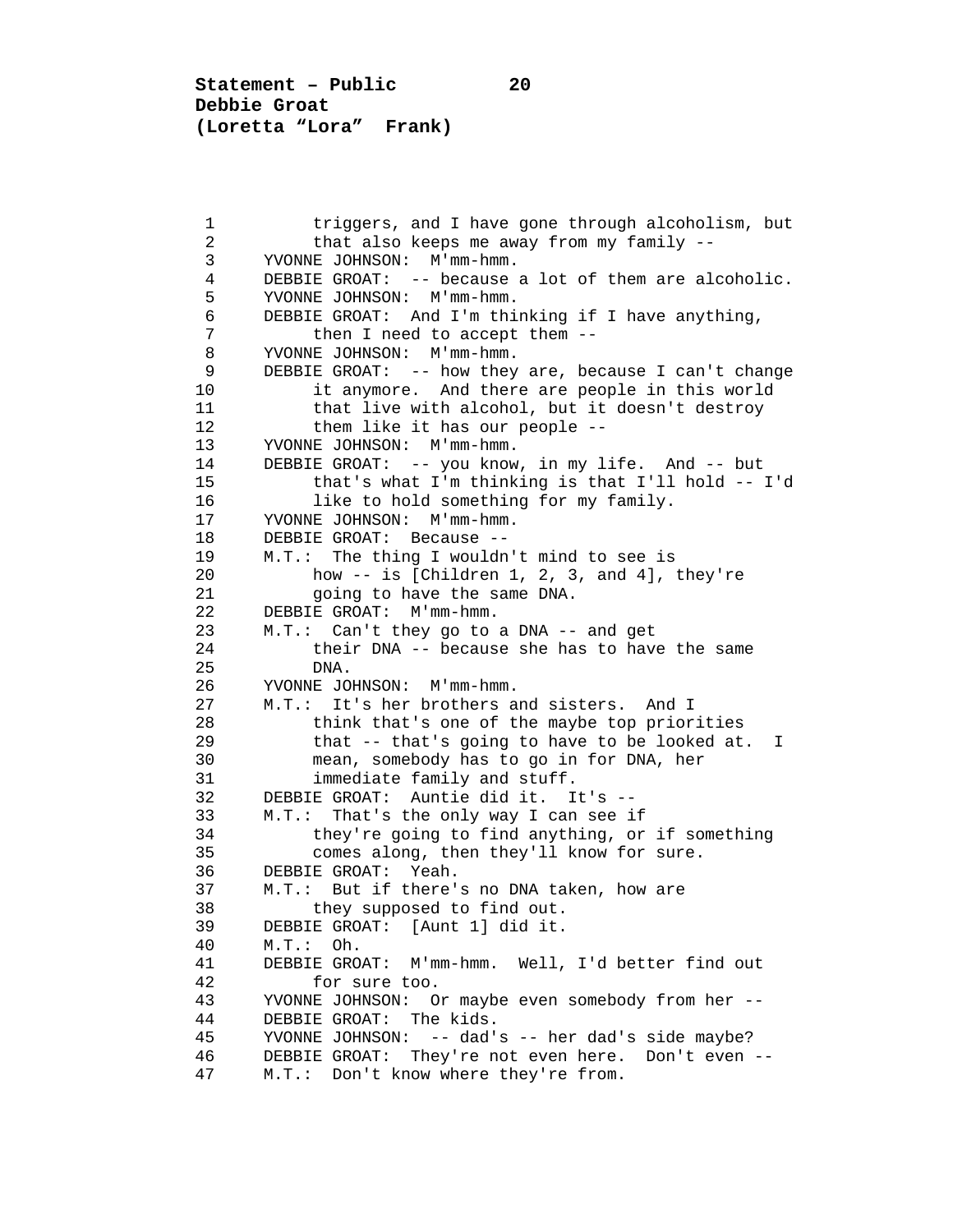triggers, and I have gone through alcoholism, but that also keeps me away from my family --

YVONNE JOHNSON: M'mm-hmm.

DEBBIE GROAT: -- because a lot of them are alcoholic.

YVONNE JOHNSON: M'mm-hmm.

DEBBIE GROAT: And I'm thinking if I have anything, then I need to accept them --

YVONNE JOHNSON: M'mm-hmm.

DEBBIE GROAT: -- how they are, because I can't change it anymore. And there are people in this world that live with alcohol, but it doesn't destroy them like it has our people --

YVONNE JOHNSON: M'mm-hmm.

DEBBIE GROAT: -- you know, in my life. And -- but that's what I'm thinking is that I'll hold -- I'd like to hold something for my family.

YVONNE JOHNSON: M'mm-hmm.

DEBBIE GROAT: Because --

M.T.: The thing I wouldn't mind to see is how -- is [Children 1, 2, 3, and 4], they're going to have the same DNA.

DEBBIE GROAT: M'mm-hmm.

M.T.: Can't they go to a DNA -- and get their DNA -- because she has to have the same DNA.

YVONNE JOHNSON: M'mm-hmm.

M.T.: It's her brothers and sisters. And I think that's one of the maybe top priorities that -- that's going to have to be looked at. I mean, somebody has to go in for DNA, her immediate family and stuff.

DEBBIE GROAT: Auntie did it. It's --

M.T.: That's the only way I can see if they're going to find anything, or if something comes along, then they'll know for sure.

DEBBIE GROAT: Yeah.

M.T.: But if there's no DNA taken, how are they supposed to find out.

DEBBIE GROAT: [Aunt 1] did it.

M.T.: Oh.

DEBBIE GROAT: M'mm-hmm. Well, I'd better find out for sure too.

YVONNE JOHNSON: Or maybe even somebody from her --

DEBBIE GROAT: The kids.

YVONNE JOHNSON: -- dad's -- her dad's side maybe?

DEBBIE GROAT: They're not even here. Don't even --

M.T.: Don't know where they're from.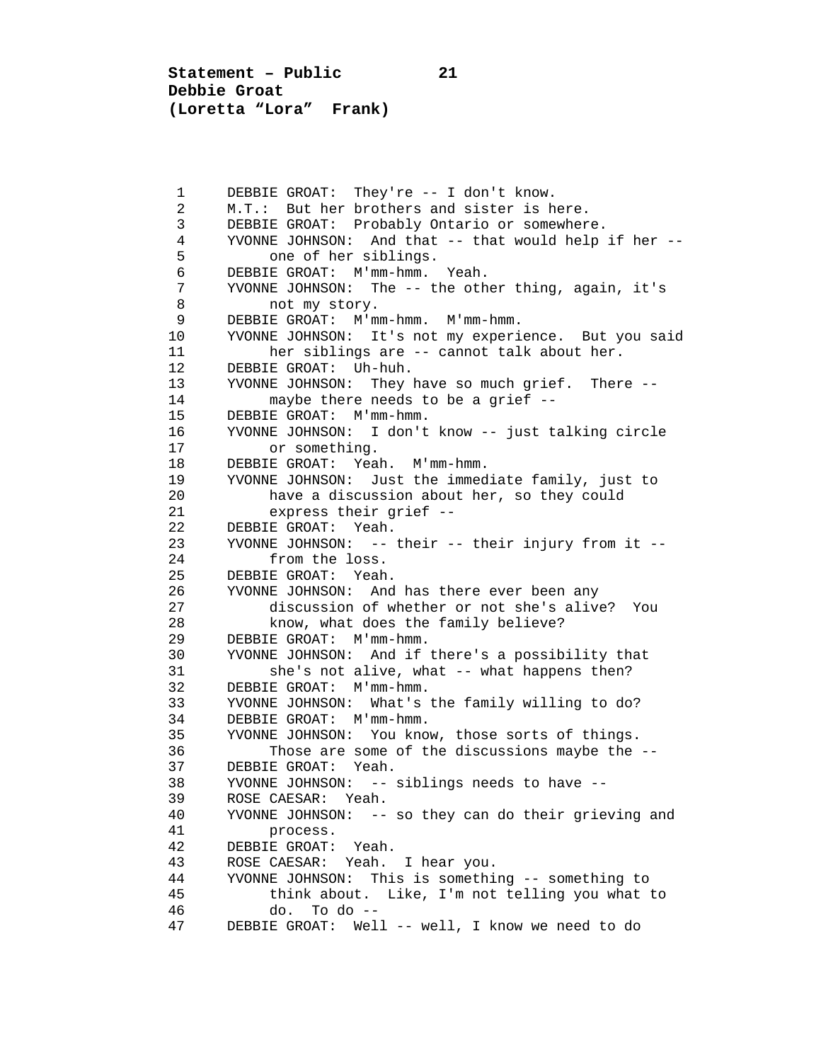DEBBIE GROAT: They're -- I don't know.

M.T.: But her brothers and sister is here.

DEBBIE GROAT: Probably Ontario or somewhere.

YVONNE JOHNSON: And that -- that would help if her -- one of her siblings.

DEBBIE GROAT: M'mm-hmm. Yeah.

YVONNE JOHNSON: The -- the other thing, again, it's not my story.

DEBBIE GROAT: M'mm-hmm. M'mm-hmm.

YVONNE JOHNSON: It's not my experience. But you said her siblings are -- cannot talk about her.

DEBBIE GROAT: Uh-huh.

YVONNE JOHNSON: They have so much grief. There -- maybe there needs to be a grief --

DEBBIE GROAT: M'mm-hmm.

YVONNE JOHNSON: I don't know -- just talking circle or something.

DEBBIE GROAT: Yeah. M'mm-hmm.

YVONNE JOHNSON: Just the immediate family, just to have a discussion about her, so they could express their grief --

DEBBIE GROAT: Yeah.

YVONNE JOHNSON: -- their -- their injury from it -- from the loss.

DEBBIE GROAT: Yeah.

YVONNE JOHNSON: And has there ever been any discussion of whether or not she's alive? You know, what does the family believe?

DEBBIE GROAT: M'mm-hmm.

YVONNE JOHNSON: And if there's a possibility that she's not alive, what -- what happens then?

DEBBIE GROAT: M'mm-hmm.

YVONNE JOHNSON: What's the family willing to do?

DEBBIE GROAT: M'mm-hmm.

YVONNE JOHNSON: You know, those sorts of things. Those are some of the discussions maybe the --

DEBBIE GROAT: Yeah.

YVONNE JOHNSON: -- siblings needs to have --

ROSE CAESAR: Yeah.

YVONNE JOHNSON: -- so they can do their grieving and process.

DEBBIE GROAT: Yeah.

ROSE CAESAR: Yeah. I hear you.

YVONNE JOHNSON: This is something -- something to think about. Like, I'm not telling you what to do. To do --

DEBBIE GROAT: Well -- well, I know we need to do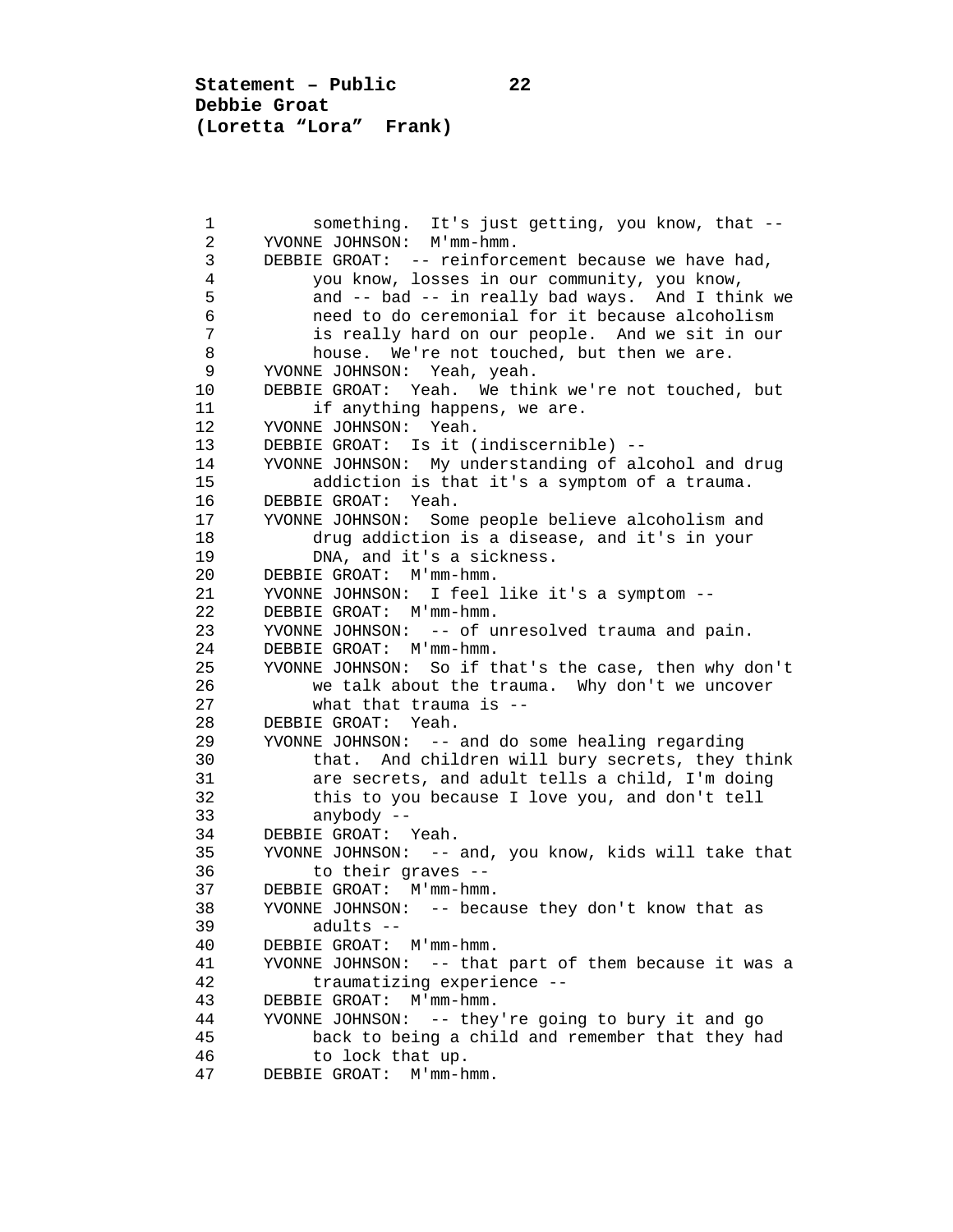something. It's just getting, you know, that --

YVONNE JOHNSON: M'mm-hmm.

DEBBIE GROAT: -- reinforcement because we have had, you know, losses in our community, you know, and -- bad -- in really bad ways. And I think we need to do ceremonial for it because alcoholism is really hard on our people. And we sit in our house. We're not touched, but then we are.

YVONNE JOHNSON: Yeah, yeah.

DEBBIE GROAT: Yeah. We think we're not touched, but if anything happens, we are.

YVONNE JOHNSON: Yeah.

DEBBIE GROAT: Is it (indiscernible) --

YVONNE JOHNSON: My understanding of alcohol and drug addiction is that it's a symptom of a trauma.

DEBBIE GROAT: Yeah.

YVONNE JOHNSON: Some people believe alcoholism and drug addiction is a disease, and it's in your DNA, and it's a sickness.

DEBBIE GROAT: M'mm-hmm.

YVONNE JOHNSON: I feel like it's a symptom --

DEBBIE GROAT: M'mm-hmm.

YVONNE JOHNSON: -- of unresolved trauma and pain.

DEBBIE GROAT: M'mm-hmm.

YVONNE JOHNSON: So if that's the case, then why don't we talk about the trauma. Why don't we uncover what that trauma is --

DEBBIE GROAT: Yeah.

YVONNE JOHNSON: -- and do some healing regarding that. And children will bury secrets, they think are secrets, and adult tells a child, I'm doing this to you because I love you, and don't tell anybody --

DEBBIE GROAT: Yeah.

YVONNE JOHNSON: -- and, you know, kids will take that to their graves --

DEBBIE GROAT: M'mm-hmm.

YVONNE JOHNSON: -- because they don't know that as adults --

DEBBIE GROAT: M'mm-hmm.

YVONNE JOHNSON: -- that part of them because it was a traumatizing experience --

DEBBIE GROAT: M'mm-hmm.

YVONNE JOHNSON: -- they're going to bury it and go back to being a child and remember that they had to lock that up.

DEBBIE GROAT: M'mm-hmm.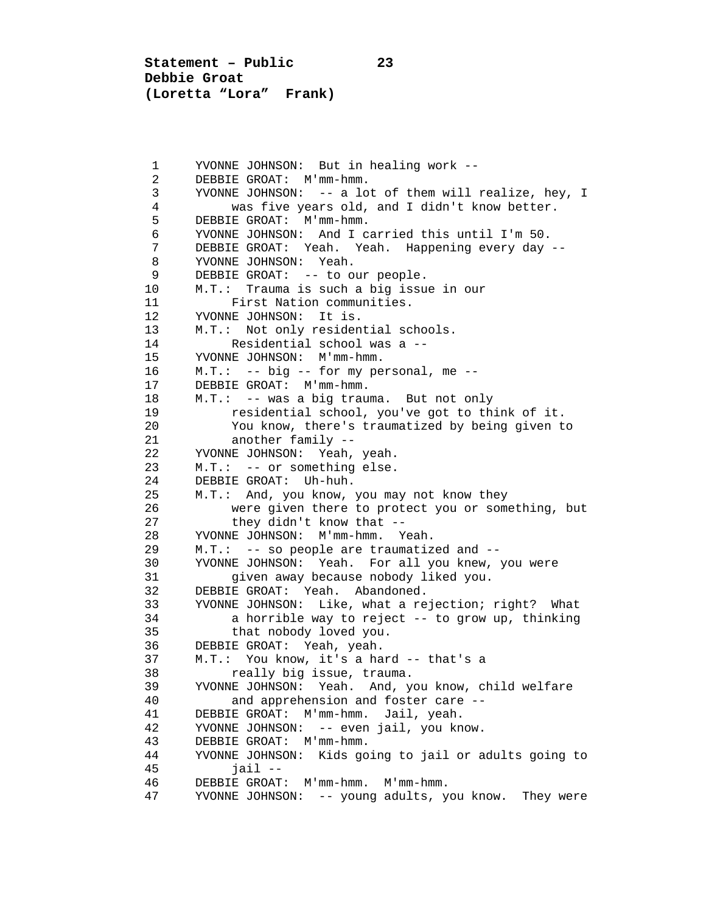YVONNE JOHNSON: But in healing work --
DEBBIE GROAT: M'mm-hmm.
YVONNE JOHNSON: -- a lot of them will realize, hey, I was five years old, and I didn't know better.
DEBBIE GROAT: M'mm-hmm.
YVONNE JOHNSON: And I carried this until I'm 50.
DEBBIE GROAT: Yeah. Yeah. Happening every day --
YVONNE JOHNSON: Yeah.
DEBBIE GROAT: -- to our people.
M.T.: Trauma is such a big issue in our First Nation communities.
YVONNE JOHNSON: It is.
M.T.: Not only residential schools. Residential school was a --
YVONNE JOHNSON: M'mm-hmm.
M.T.: -- big -- for my personal, me --
DEBBIE GROAT: M'mm-hmm.
M.T.: -- was a big trauma. But not only residential school, you've got to think of it. You know, there's traumatized by being given to another family --
YVONNE JOHNSON: Yeah, yeah.
M.T.: -- or something else.
DEBBIE GROAT: Uh-huh.
M.T.: And, you know, you may not know they were given there to protect you or something, but they didn't know that --
YVONNE JOHNSON: M'mm-hmm. Yeah.
M.T.: -- so people are traumatized and --
YVONNE JOHNSON: Yeah. For all you knew, you were given away because nobody liked you.
DEBBIE GROAT: Yeah. Abandoned.
YVONNE JOHNSON: Like, what a rejection; right? What a horrible way to reject -- to grow up, thinking that nobody loved you.
DEBBIE GROAT: Yeah, yeah.
M.T.: You know, it's a hard -- that's a really big issue, trauma.
YVONNE JOHNSON: Yeah. And, you know, child welfare and apprehension and foster care --
DEBBIE GROAT: M'mm-hmm. Jail, yeah.
YVONNE JOHNSON: -- even jail, you know.
DEBBIE GROAT: M'mm-hmm.
YVONNE JOHNSON: Kids going to jail or adults going to jail --
DEBBIE GROAT: M'mm-hmm. M'mm-hmm.
YVONNE JOHNSON: -- young adults, you know. They were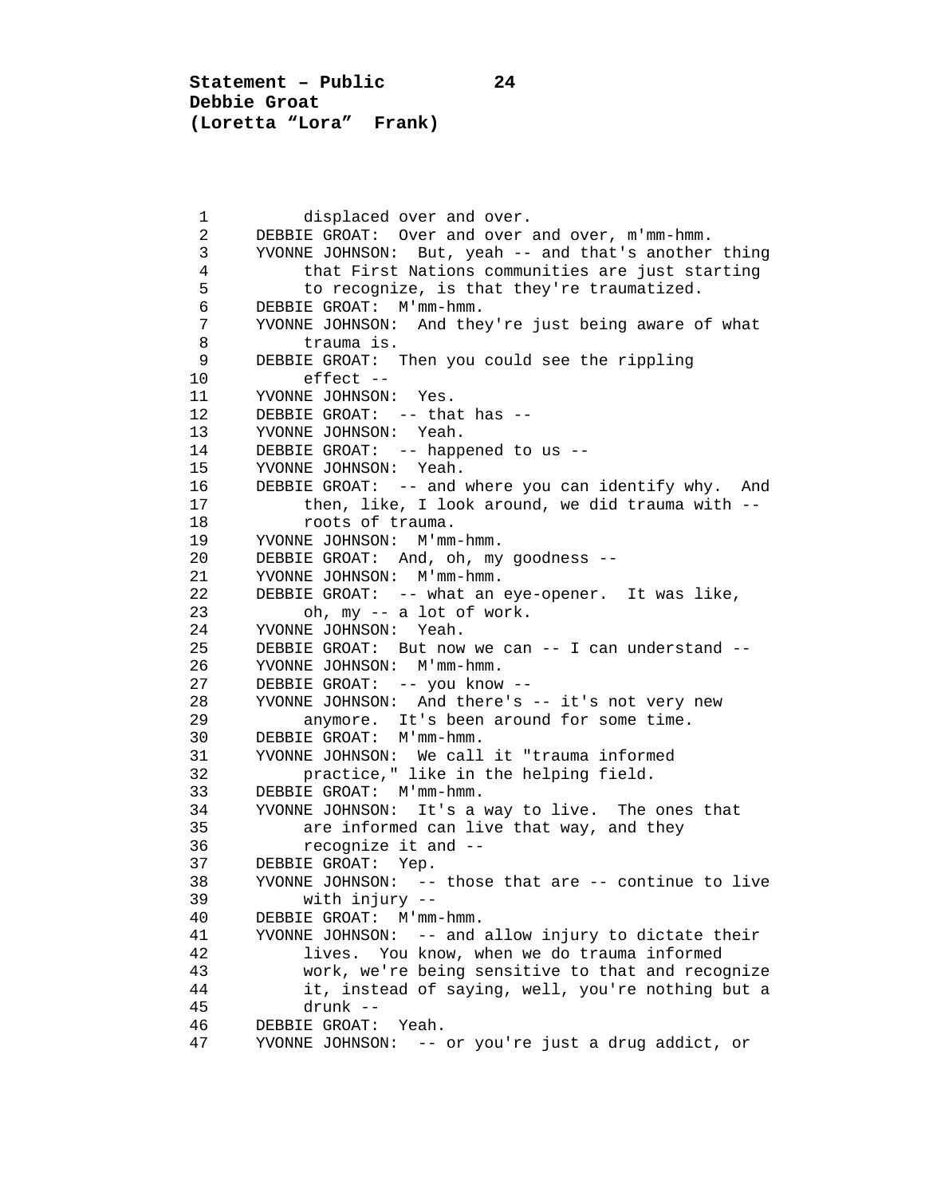displaced over and over.

DEBBIE GROAT: Over and over and over, m'mm-hmm.

YVONNE JOHNSON: But, yeah -- and that's another thing that First Nations communities are just starting to recognize, is that they're traumatized.

DEBBIE GROAT: M'mm-hmm.

YVONNE JOHNSON: And they're just being aware of what trauma is.

DEBBIE GROAT: Then you could see the rippling effect --

YVONNE JOHNSON: Yes.

DEBBIE GROAT: -- that has --

YVONNE JOHNSON: Yeah.

DEBBIE GROAT: -- happened to us --

YVONNE JOHNSON: Yeah.

DEBBIE GROAT: -- and where you can identify why. And then, like, I look around, we did trauma with -- roots of trauma.

YVONNE JOHNSON: M'mm-hmm.

DEBBIE GROAT: And, oh, my goodness --

YVONNE JOHNSON: M'mm-hmm.

DEBBIE GROAT: -- what an eye-opener. It was like, oh, my -- a lot of work.

YVONNE JOHNSON: Yeah.

DEBBIE GROAT: But now we can -- I can understand --

YVONNE JOHNSON: M'mm-hmm.

DEBBIE GROAT: -- you know --

YVONNE JOHNSON: And there's -- it's not very new anymore. It's been around for some time.

DEBBIE GROAT: M'mm-hmm.

YVONNE JOHNSON: We call it "trauma informed practice," like in the helping field.

DEBBIE GROAT: M'mm-hmm.

YVONNE JOHNSON: It's a way to live. The ones that are informed can live that way, and they recognize it and --

DEBBIE GROAT: Yep.

YVONNE JOHNSON: -- those that are -- continue to live with injury --

DEBBIE GROAT: M'mm-hmm.

YVONNE JOHNSON: -- and allow injury to dictate their lives. You know, when we do trauma informed work, we're being sensitive to that and recognize it, instead of saying, well, you're nothing but a drunk --

DEBBIE GROAT: Yeah.

YVONNE JOHNSON: -- or you're just a drug addict, or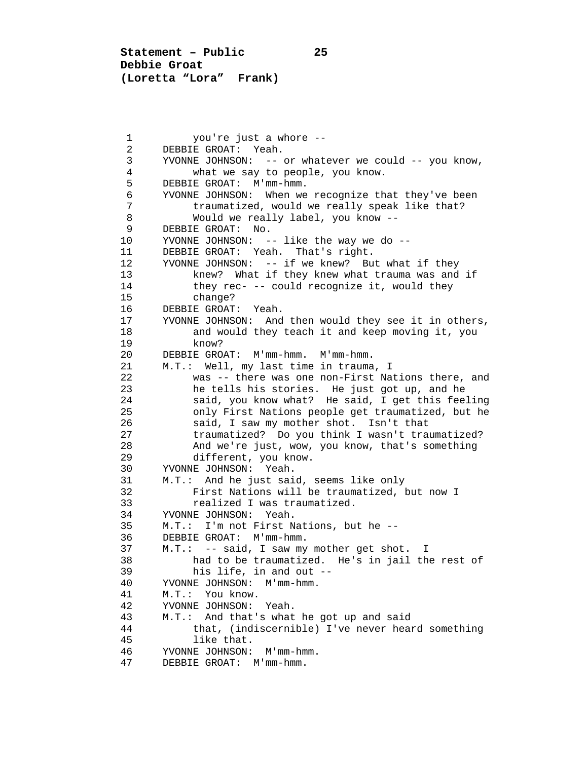you're just a whore --

DEBBIE GROAT: Yeah.

YVONNE JOHNSON: -- or whatever we could -- you know, what we say to people, you know.

DEBBIE GROAT: M'mm-hmm.

YVONNE JOHNSON: When we recognize that they've been traumatized, would we really speak like that? Would we really label, you know --

DEBBIE GROAT: No.

YVONNE JOHNSON: -- like the way we do --

DEBBIE GROAT: Yeah. That's right.

YVONNE JOHNSON: -- if we knew? But what if they knew? What if they knew what trauma was and if they rec- -- could recognize it, would they change?

DEBBIE GROAT: Yeah.

YVONNE JOHNSON: And then would they see it in others, and would they teach it and keep moving it, you know?

DEBBIE GROAT: M'mm-hmm. M'mm-hmm.

M.T.: Well, my last time in trauma, I was -- there was one non-First Nations there, and he tells his stories. He just got up, and he said, you know what? He said, I get this feeling only First Nations people get traumatized, but he said, I saw my mother shot. Isn't that traumatized? Do you think I wasn't traumatized? And we're just, wow, you know, that's something different, you know.

YVONNE JOHNSON: Yeah.

M.T.: And he just said, seems like only First Nations will be traumatized, but now I realized I was traumatized.

YVONNE JOHNSON: Yeah.

M.T.: I'm not First Nations, but he --

DEBBIE GROAT: M'mm-hmm.

M.T.: -- said, I saw my mother get shot. I had to be traumatized. He's in jail the rest of his life, in and out --

YVONNE JOHNSON: M'mm-hmm.

M.T.: You know.

YVONNE JOHNSON: Yeah.

M.T.: And that's what he got up and said that, (indiscernible) I've never heard something like that.

YVONNE JOHNSON: M'mm-hmm.

DEBBIE GROAT: M'mm-hmm.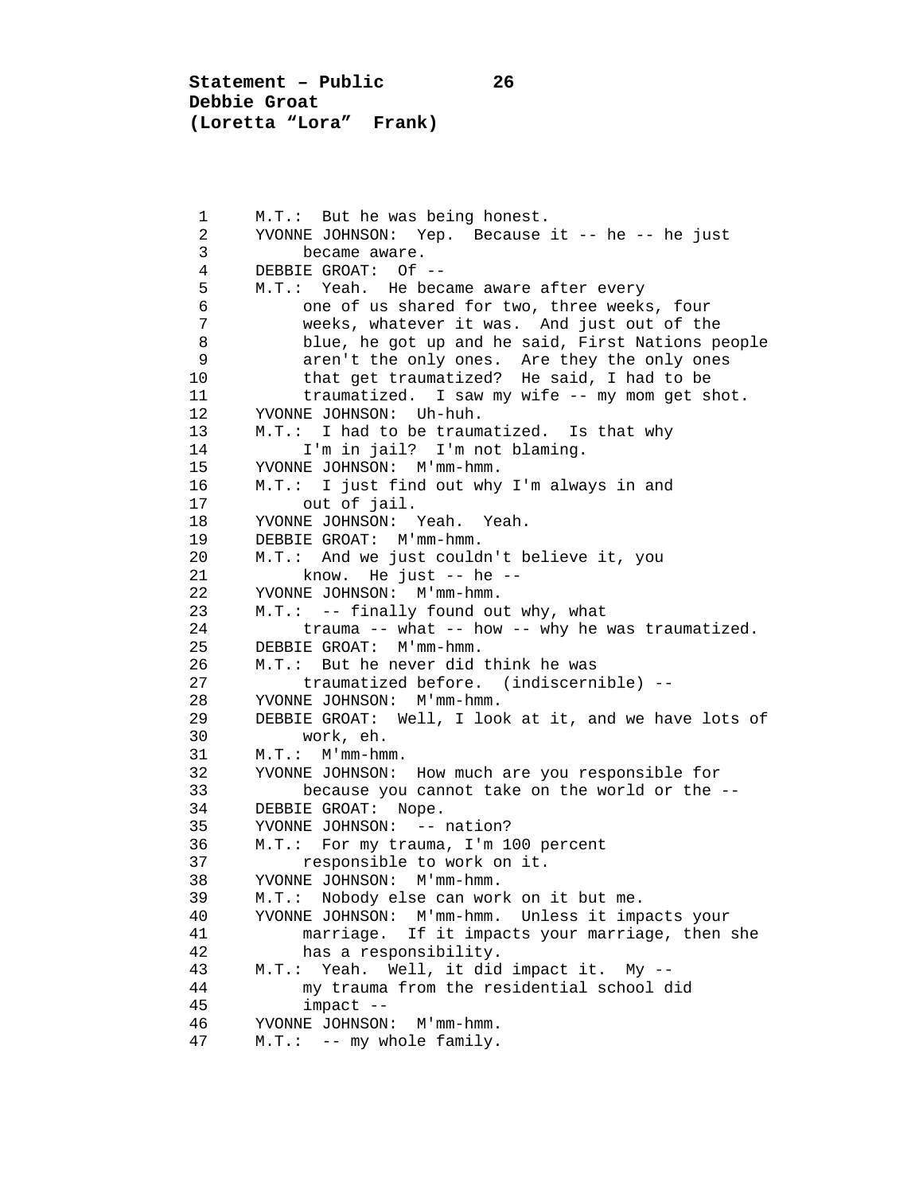M.T.: But he was being honest.
YVONNE JOHNSON: Yep. Because it -- he -- he just became aware.
DEBBIE GROAT: Of --
M.T.: Yeah. He became aware after every one of us shared for two, three weeks, four weeks, whatever it was. And just out of the blue, he got up and he said, First Nations people aren't the only ones. Are they the only ones that get traumatized? He said, I had to be traumatized. I saw my wife -- my mom get shot.
YVONNE JOHNSON: Uh-huh.
M.T.: I had to be traumatized. Is that why I'm in jail? I'm not blaming.
YVONNE JOHNSON: M'mm-hmm.
M.T.: I just find out why I'm always in and out of jail.
YVONNE JOHNSON: Yeah. Yeah.
DEBBIE GROAT: M'mm-hmm.
M.T.: And we just couldn't believe it, you know. He just -- he --
YVONNE JOHNSON: M'mm-hmm.
M.T.: -- finally found out why, what trauma -- what -- how -- why he was traumatized.
DEBBIE GROAT: M'mm-hmm.
M.T.: But he never did think he was traumatized before. (indiscernible) --
YVONNE JOHNSON: M'mm-hmm.
DEBBIE GROAT: Well, I look at it, and we have lots of work, eh.
M.T.: M'mm-hmm.
YVONNE JOHNSON: How much are you responsible for because you cannot take on the world or the --
DEBBIE GROAT: Nope.
YVONNE JOHNSON: -- nation?
M.T.: For my trauma, I'm 100 percent responsible to work on it.
YVONNE JOHNSON: M'mm-hmm.
M.T.: Nobody else can work on it but me.
YVONNE JOHNSON: M'mm-hmm. Unless it impacts your marriage. If it impacts your marriage, then she has a responsibility.
M.T.: Yeah. Well, it did impact it. My -- my trauma from the residential school did impact --
YVONNE JOHNSON: M'mm-hmm.
M.T.: -- my whole family.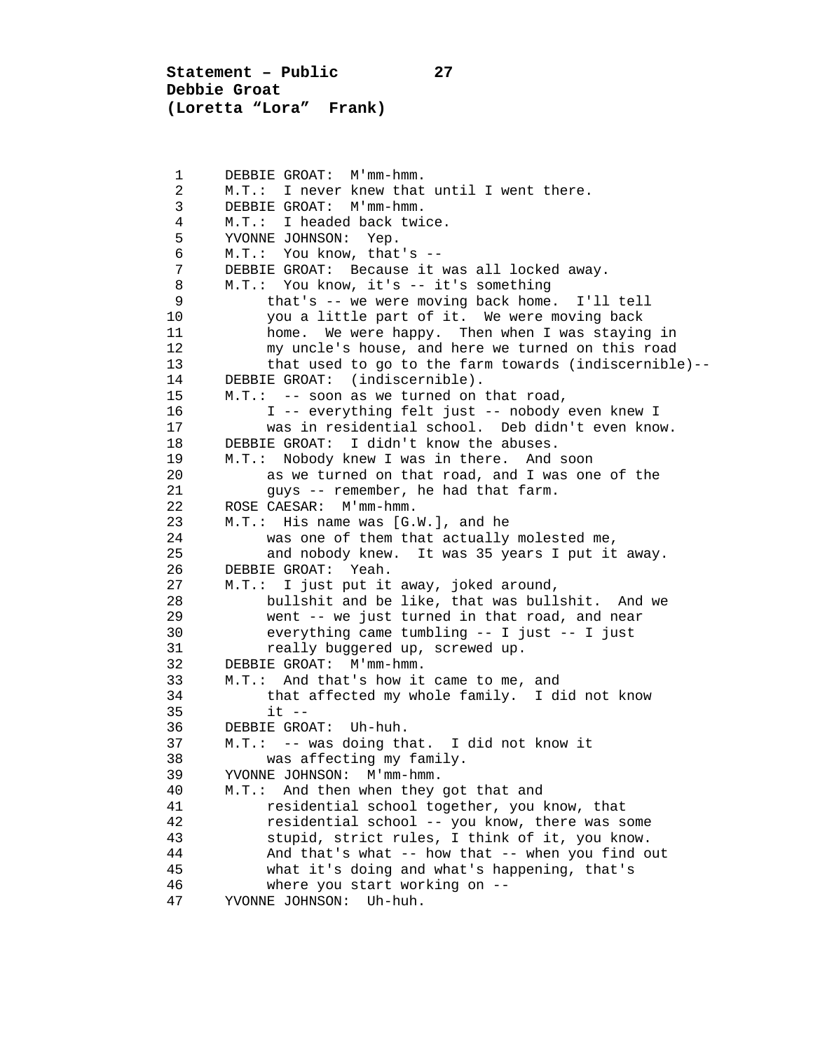DEBBIE GROAT: M'mm-hmm.

M.T.: I never knew that until I went there.

DEBBIE GROAT: M'mm-hmm.

M.T.: I headed back twice.

YVONNE JOHNSON: Yep.

M.T.: You know, that's --

DEBBIE GROAT: Because it was all locked away.

M.T.: You know, it's -- it's something that's -- we were moving back home. I'll tell you a little part of it. We were moving back home. We were happy. Then when I was staying in my uncle's house, and here we turned on this road that used to go to the farm towards (indiscernible)--

DEBBIE GROAT: (indiscernible).

M.T.: -- soon as we turned on that road, I -- everything felt just -- nobody even knew I was in residential school. Deb didn't even know.

DEBBIE GROAT: I didn't know the abuses.

M.T.: Nobody knew I was in there. And soon as we turned on that road, and I was one of the guys -- remember, he had that farm.

ROSE CAESAR: M'mm-hmm.

M.T.: His name was [G.W.], and he was one of them that actually molested me, and nobody knew. It was 35 years I put it away.

DEBBIE GROAT: Yeah.

M.T.: I just put it away, joked around, bullshit and be like, that was bullshit. And we went -- we just turned in that road, and near everything came tumbling -- I just -- I just really buggered up, screwed up.

DEBBIE GROAT: M'mm-hmm.

M.T.: And that's how it came to me, and that affected my whole family. I did not know it --

DEBBIE GROAT: Uh-huh.

M.T.: -- was doing that. I did not know it was affecting my family.

YVONNE JOHNSON: M'mm-hmm.

M.T.: And then when they got that and residential school together, you know, that residential school -- you know, there was some stupid, strict rules, I think of it, you know. And that's what -- how that -- when you find out what it's doing and what's happening, that's where you start working on --

YVONNE JOHNSON: Uh-huh.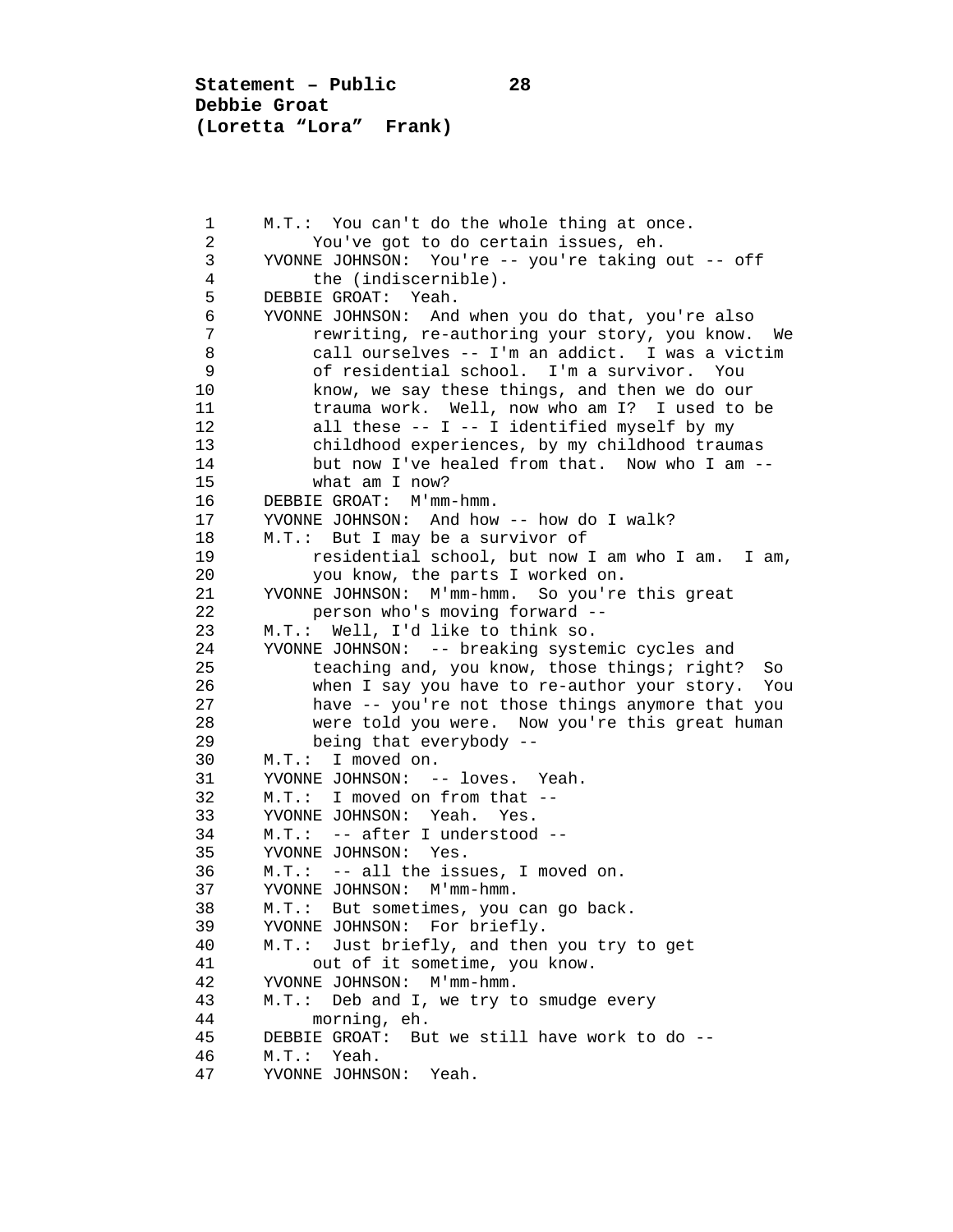M.T.: You can't do the whole thing at once. You've got to do certain issues, eh.

YVONNE JOHNSON: You're -- you're taking out -- off the (indiscernible).

DEBBIE GROAT: Yeah.

YVONNE JOHNSON: And when you do that, you're also rewriting, re-authoring your story, you know. We call ourselves -- I'm an addict. I was a victim of residential school. I'm a survivor. You know, we say these things, and then we do our trauma work. Well, now who am I? I used to be all these -- I -- I identified myself by my childhood experiences, by my childhood traumas but now I've healed from that. Now who I am -- what am I now?

DEBBIE GROAT: M'mm-hmm.

YVONNE JOHNSON: And how -- how do I walk?

M.T.: But I may be a survivor of residential school, but now I am who I am. I am, you know, the parts I worked on.

YVONNE JOHNSON: M'mm-hmm. So you're this great person who's moving forward --

M.T.: Well, I'd like to think so.

YVONNE JOHNSON: -- breaking systemic cycles and teaching and, you know, those things; right? So when I say you have to re-author your story. You have -- you're not those things anymore that you were told you were. Now you're this great human being that everybody --

M.T.: I moved on.

YVONNE JOHNSON: -- loves. Yeah.

M.T.: I moved on from that --

YVONNE JOHNSON: Yeah. Yes.

M.T.: -- after I understood --

YVONNE JOHNSON: Yes.

M.T.: -- all the issues, I moved on.

YVONNE JOHNSON: M'mm-hmm.

M.T.: But sometimes, you can go back.

YVONNE JOHNSON: For briefly.

M.T.: Just briefly, and then you try to get out of it sometime, you know.

YVONNE JOHNSON: M'mm-hmm.

M.T.: Deb and I, we try to smudge every morning, eh.

DEBBIE GROAT: But we still have work to do --

M.T.: Yeah.

YVONNE JOHNSON: Yeah.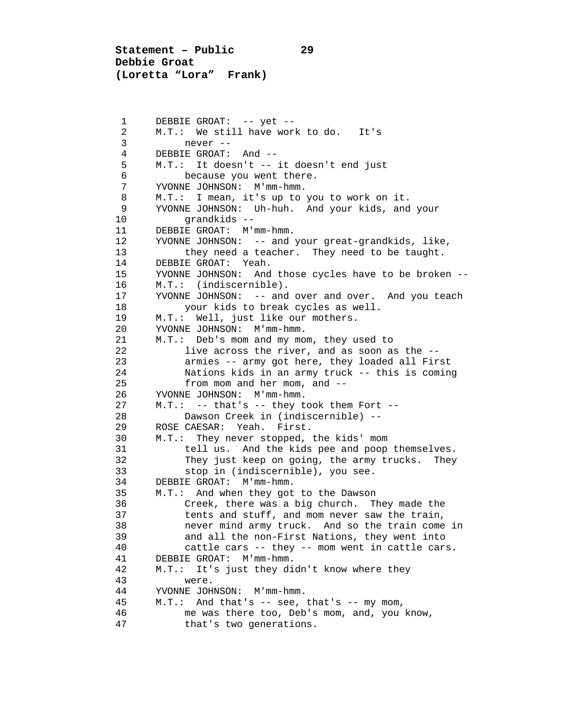DEBBIE GROAT: -- yet --

M.T.: We still have work to do. It's never --

DEBBIE GROAT: And --

M.T.: It doesn't -- it doesn't end just because you went there.

YVONNE JOHNSON: M'mm-hmm.

M.T.: I mean, it's up to you to work on it.

YVONNE JOHNSON: Uh-huh. And your kids, and your grandkids --

DEBBIE GROAT: M'mm-hmm.

YVONNE JOHNSON: -- and your great-grandkids, like, they need a teacher. They need to be taught.

DEBBIE GROAT: Yeah.

YVONNE JOHNSON: And those cycles have to be broken --

M.T.: (indiscernible).

YVONNE JOHNSON: -- and over and over. And you teach your kids to break cycles as well.

M.T.: Well, just like our mothers.

YVONNE JOHNSON: M'mm-hmm.

M.T.: Deb's mom and my mom, they used to live across the river, and as soon as the -- armies -- army got here, they loaded all First Nations kids in an army truck -- this is coming from mom and her mom, and --

YVONNE JOHNSON: M'mm-hmm.

M.T.: -- that's -- they took them Fort -- Dawson Creek in (indiscernible) --

ROSE CAESAR: Yeah. First.

M.T.: They never stopped, the kids' mom tell us. And the kids pee and poop themselves. They just keep on going, the army trucks. They stop in (indiscernible), you see.

DEBBIE GROAT: M'mm-hmm.

M.T.: And when they got to the Dawson Creek, there was a big church. They made the tents and stuff, and mom never saw the train, never mind army truck. And so the train come in and all the non-First Nations, they went into cattle cars -- they -- mom went in cattle cars.

DEBBIE GROAT: M'mm-hmm.

M.T.: It's just they didn't know where they were.

YVONNE JOHNSON: M'mm-hmm.

M.T.: And that's -- see, that's -- my mom, me was there too, Deb's mom, and, you know, that's two generations.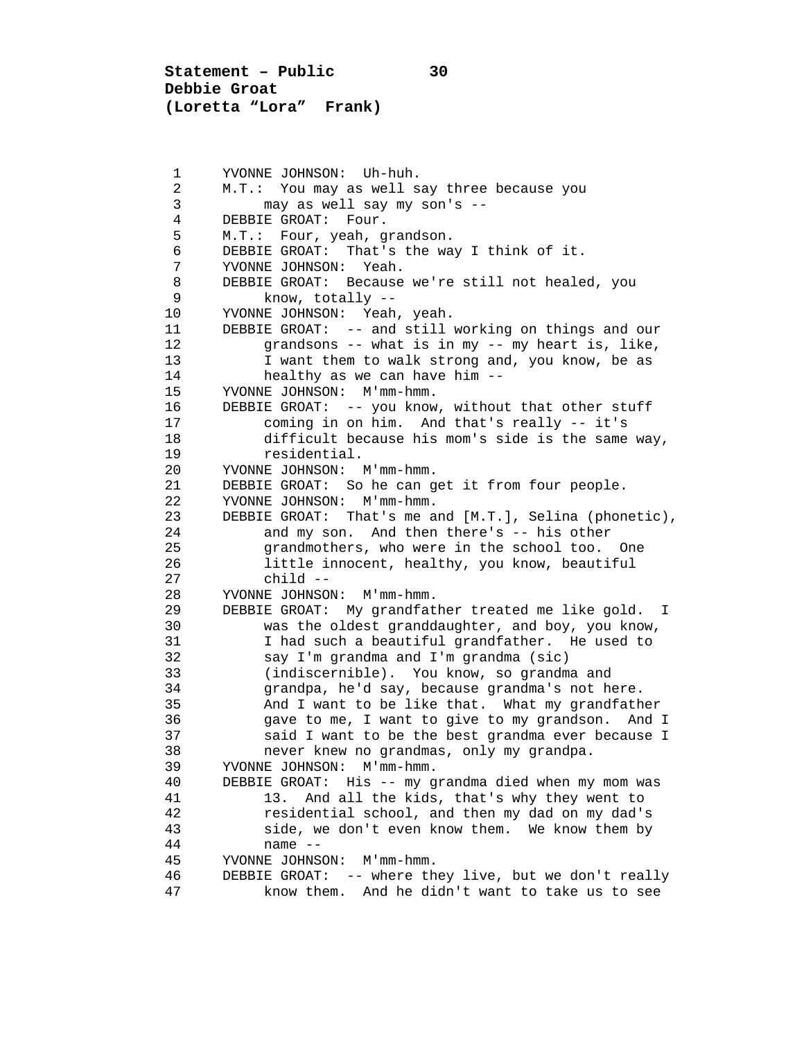YVONNE JOHNSON: Uh-huh.

M.T.: You may as well say three because you may as well say my son's --

DEBBIE GROAT: Four.

M.T.: Four, yeah, grandson.

DEBBIE GROAT: That's the way I think of it.

YVONNE JOHNSON: Yeah.

DEBBIE GROAT: Because we're still not healed, you know, totally --

YVONNE JOHNSON: Yeah, yeah.

DEBBIE GROAT: -- and still working on things and our grandsons -- what is in my -- my heart is, like, I want them to walk strong and, you know, be as healthy as we can have him --

YVONNE JOHNSON: M'mm-hmm.

DEBBIE GROAT: -- you know, without that other stuff coming in on him. And that's really -- it's difficult because his mom's side is the same way, residential.

YVONNE JOHNSON: M'mm-hmm.

DEBBIE GROAT: So he can get it from four people.

YVONNE JOHNSON: M'mm-hmm.

DEBBIE GROAT: That's me and [M.T.], Selina (phonetic), and my son. And then there's -- his other grandmothers, who were in the school too. One little innocent, healthy, you know, beautiful child --

YVONNE JOHNSON: M'mm-hmm.

DEBBIE GROAT: My grandfather treated me like gold. I was the oldest granddaughter, and boy, you know, I had such a beautiful grandfather. He used to say I'm grandma and I'm grandma (sic) (indiscernible). You know, so grandma and grandpa, he'd say, because grandma's not here. And I want to be like that. What my grandfather gave to me, I want to give to my grandson. And I said I want to be the best grandma ever because I never knew no grandmas, only my grandpa.

YVONNE JOHNSON: M'mm-hmm.

DEBBIE GROAT: His -- my grandma died when my mom was 13. And all the kids, that's why they went to residential school, and then my dad on my dad's side, we don't even know them. We know them by name --

YVONNE JOHNSON: M'mm-hmm.

DEBBIE GROAT: -- where they live, but we don't really know them. And he didn't want to take us to see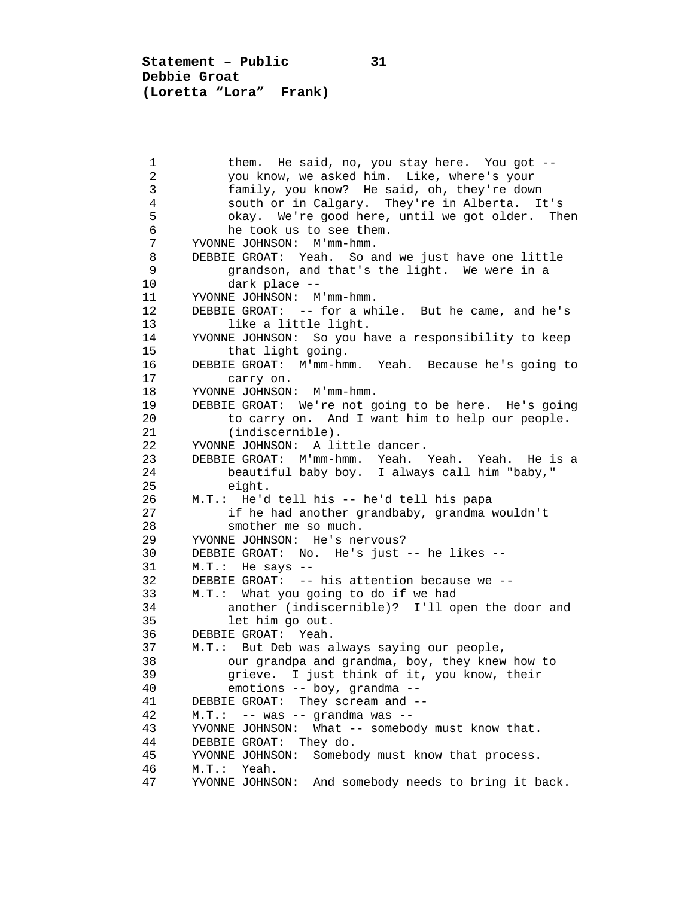them. He said, no, you stay here. You got -- you know, we asked him. Like, where's your family, you know? He said, oh, they're down south or in Calgary. They're in Alberta. It's okay. We're good here, until we got older. Then he took us to see them.

YVONNE JOHNSON: M'mm-hmm.

DEBBIE GROAT: Yeah. So and we just have one little grandson, and that's the light. We were in a dark place --

YVONNE JOHNSON: M'mm-hmm.

DEBBIE GROAT: -- for a while. But he came, and he's like a little light.

YVONNE JOHNSON: So you have a responsibility to keep that light going.

DEBBIE GROAT: M'mm-hmm. Yeah. Because he's going to carry on.

YVONNE JOHNSON: M'mm-hmm.

DEBBIE GROAT: We're not going to be here. He's going to carry on. And I want him to help our people. (indiscernible).

YVONNE JOHNSON: A little dancer.

DEBBIE GROAT: M'mm-hmm. Yeah. Yeah. Yeah. He is a beautiful baby boy. I always call him "baby," eight.

M.T.: He'd tell his -- he'd tell his papa if he had another grandbaby, grandma wouldn't smother me so much.

YVONNE JOHNSON: He's nervous?

DEBBIE GROAT: No. He's just -- he likes --

M.T.: He says --

DEBBIE GROAT: -- his attention because we --

M.T.: What you going to do if we had another (indiscernible)? I'll open the door and let him go out.

DEBBIE GROAT: Yeah.

M.T.: But Deb was always saying our people, our grandpa and grandma, boy, they knew how to grieve. I just think of it, you know, their emotions -- boy, grandma --

DEBBIE GROAT: They scream and --

M.T.: -- was -- grandma was --

YVONNE JOHNSON: What -- somebody must know that.

DEBBIE GROAT: They do.

YVONNE JOHNSON: Somebody must know that process.

M.T.: Yeah.

YVONNE JOHNSON: And somebody needs to bring it back.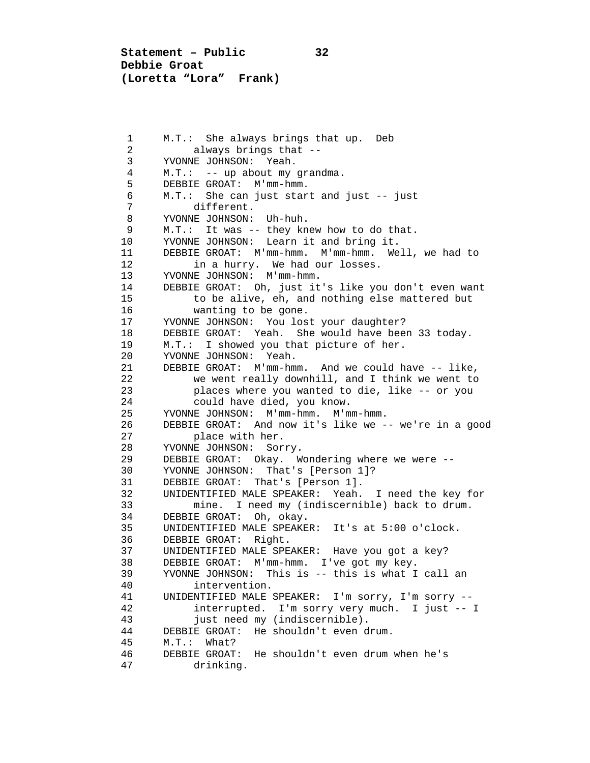M.T.: She always brings that up. Deb always brings that --

YVONNE JOHNSON: Yeah.

M.T.: -- up about my grandma.

DEBBIE GROAT: M'mm-hmm.

M.T.: She can just start and just -- just different.

YVONNE JOHNSON: Uh-huh.

M.T.: It was -- they knew how to do that.

YVONNE JOHNSON: Learn it and bring it.

DEBBIE GROAT: M'mm-hmm. M'mm-hmm. Well, we had to in a hurry. We had our losses.

YVONNE JOHNSON: M'mm-hmm.

DEBBIE GROAT: Oh, just it's like you don't even want to be alive, eh, and nothing else mattered but wanting to be gone.

YVONNE JOHNSON: You lost your daughter?

DEBBIE GROAT: Yeah. She would have been 33 today.

M.T.: I showed you that picture of her.

YVONNE JOHNSON: Yeah.

DEBBIE GROAT: M'mm-hmm. And we could have -- like, we went really downhill, and I think we went to places where you wanted to die, like -- or you could have died, you know.

YVONNE JOHNSON: M'mm-hmm. M'mm-hmm.

DEBBIE GROAT: And now it's like we -- we're in a good place with her.

YVONNE JOHNSON: Sorry.

DEBBIE GROAT: Okay. Wondering where we were --

YVONNE JOHNSON: That's [Person 1]?

DEBBIE GROAT: That's [Person 1].

UNIDENTIFIED MALE SPEAKER: Yeah. I need the key for mine. I need my (indiscernible) back to drum.

DEBBIE GROAT: Oh, okay.

UNIDENTIFIED MALE SPEAKER: It's at 5:00 o'clock.

DEBBIE GROAT: Right.

UNIDENTIFIED MALE SPEAKER: Have you got a key?

DEBBIE GROAT: M'mm-hmm. I've got my key.

YVONNE JOHNSON: This is -- this is what I call an intervention.

UNIDENTIFIED MALE SPEAKER: I'm sorry, I'm sorry -- interrupted. I'm sorry very much. I just -- I just need my (indiscernible).

DEBBIE GROAT: He shouldn't even drum.

M.T.: What?

DEBBIE GROAT: He shouldn't even drum when he's drinking.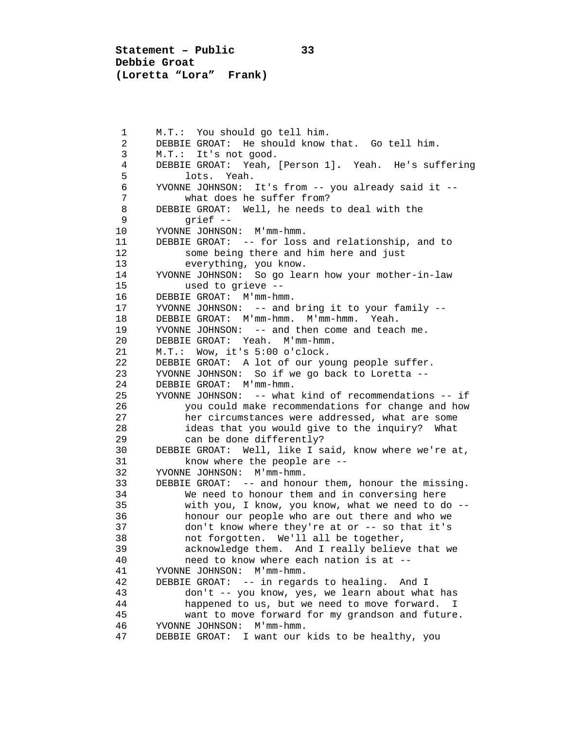M.T.: You should go tell him.

DEBBIE GROAT: He should know that. Go tell him.

M.T.: It's not good.

DEBBIE GROAT: Yeah, [Person 1]. Yeah. He's suffering lots. Yeah.

YVONNE JOHNSON: It's from -- you already said it -- what does he suffer from?

DEBBIE GROAT: Well, he needs to deal with the grief --

YVONNE JOHNSON: M'mm-hmm.

DEBBIE GROAT: -- for loss and relationship, and to some being there and him here and just everything, you know.

YVONNE JOHNSON: So go learn how your mother-in-law used to grieve --

DEBBIE GROAT: M'mm-hmm.

YVONNE JOHNSON: -- and bring it to your family --

DEBBIE GROAT: M'mm-hmm. M'mm-hmm. Yeah.

YVONNE JOHNSON: -- and then come and teach me.

DEBBIE GROAT: Yeah. M'mm-hmm.

M.T.: Wow, it's 5:00 o'clock.

DEBBIE GROAT: A lot of our young people suffer.

YVONNE JOHNSON: So if we go back to Loretta --

DEBBIE GROAT: M'mm-hmm.

YVONNE JOHNSON: -- what kind of recommendations -- if you could make recommendations for change and how her circumstances were addressed, what are some ideas that you would give to the inquiry? What can be done differently?

DEBBIE GROAT: Well, like I said, know where we're at, know where the people are --

YVONNE JOHNSON: M'mm-hmm.

DEBBIE GROAT: -- and honour them, honour the missing. We need to honour them and in conversing here with you, I know, you know, what we need to do -- honour our people who are out there and who we don't know where they're at or -- so that it's not forgotten. We'll all be together, acknowledge them. And I really believe that we need to know where each nation is at --

YVONNE JOHNSON: M'mm-hmm.

DEBBIE GROAT: -- in regards to healing. And I don't -- you know, yes, we learn about what has happened to us, but we need to move forward. I want to move forward for my grandson and future.

YVONNE JOHNSON: M'mm-hmm.

DEBBIE GROAT: I want our kids to be healthy, you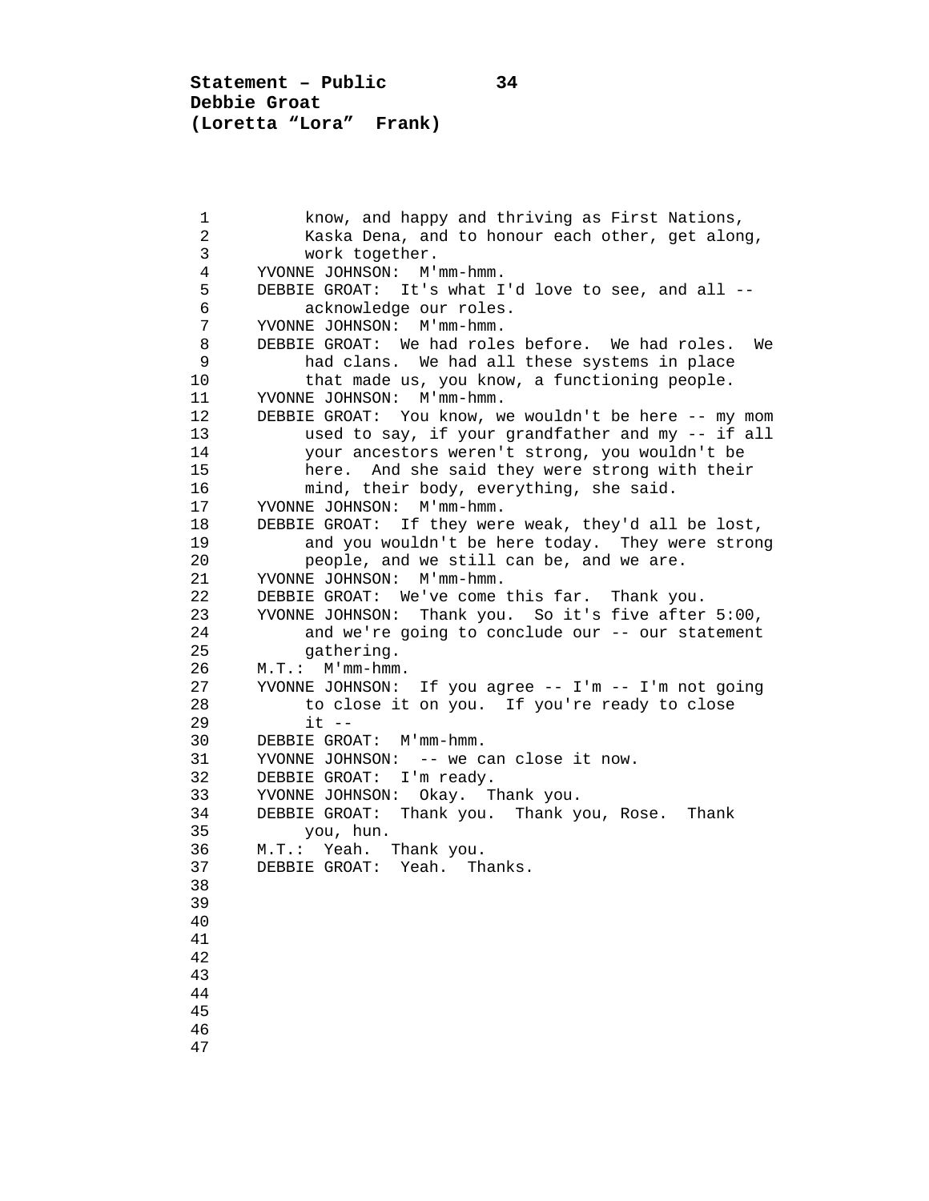know, and happy and thriving as First Nations, Kaska Dena, and to honour each other, get along, work together.

YVONNE JOHNSON: M'mm-hmm.

DEBBIE GROAT: It's what I'd love to see, and all -- acknowledge our roles.

YVONNE JOHNSON: M'mm-hmm.

DEBBIE GROAT: We had roles before. We had roles. We had clans. We had all these systems in place that made us, you know, a functioning people.

YVONNE JOHNSON: M'mm-hmm.

DEBBIE GROAT: You know, we wouldn't be here -- my mom used to say, if your grandfather and my -- if all your ancestors weren't strong, you wouldn't be here. And she said they were strong with their mind, their body, everything, she said.

YVONNE JOHNSON: M'mm-hmm.

DEBBIE GROAT: If they were weak, they'd all be lost, and you wouldn't be here today. They were strong people, and we still can be, and we are.

YVONNE JOHNSON: M'mm-hmm.

DEBBIE GROAT: We've come this far. Thank you.

YVONNE JOHNSON: Thank you. So it's five after 5:00, and we're going to conclude our -- our statement gathering.

M.T.: M'mm-hmm.

YVONNE JOHNSON: If you agree -- I'm -- I'm not going to close it on you. If you're ready to close it --

DEBBIE GROAT: M'mm-hmm.

YVONNE JOHNSON: -- we can close it now.

DEBBIE GROAT: I'm ready.

YVONNE JOHNSON: Okay. Thank you.

DEBBIE GROAT: Thank you. Thank you, Rose. Thank you, hun.

M.T.: Yeah. Thank you.

DEBBIE GROAT: Yeah. Thanks.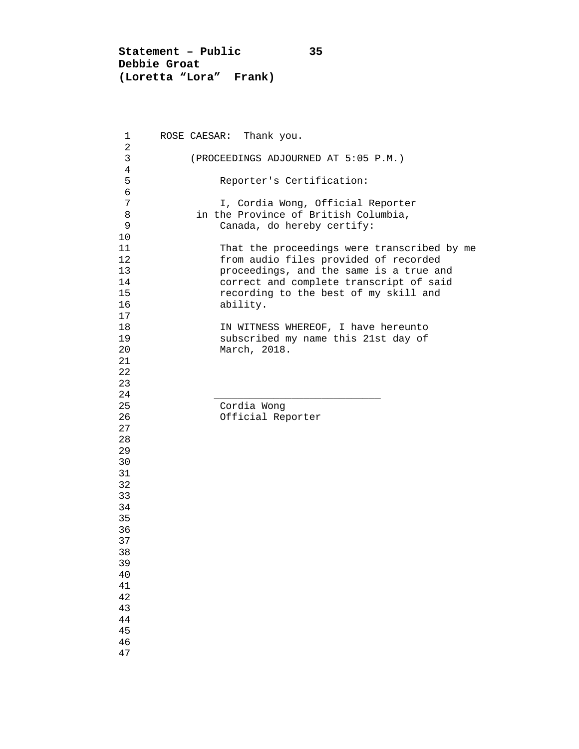ROSE CAESAR: Thank you.

(PROCEEDINGS ADJOURNED AT 5:05 P.M.)

Reporter's Certification:

I, Cordia Wong, Official Reporter in the Province of British Columbia, Canada, do hereby certify:

That the proceedings were transcribed by me from audio files provided of recorded proceedings, and the same is a true and correct and complete transcript of said recording to the best of my skill and ability.

IN WITNESS WHEREOF, I have hereunto subscribed my name this 21st day of March, 2018.

\_\_\_\_\_\_\_\_\_\_\_\_\_\_\_\_\_\_\_\_\_\_\_\_\_\_\_\_

Cordia Wong
Official Reporter